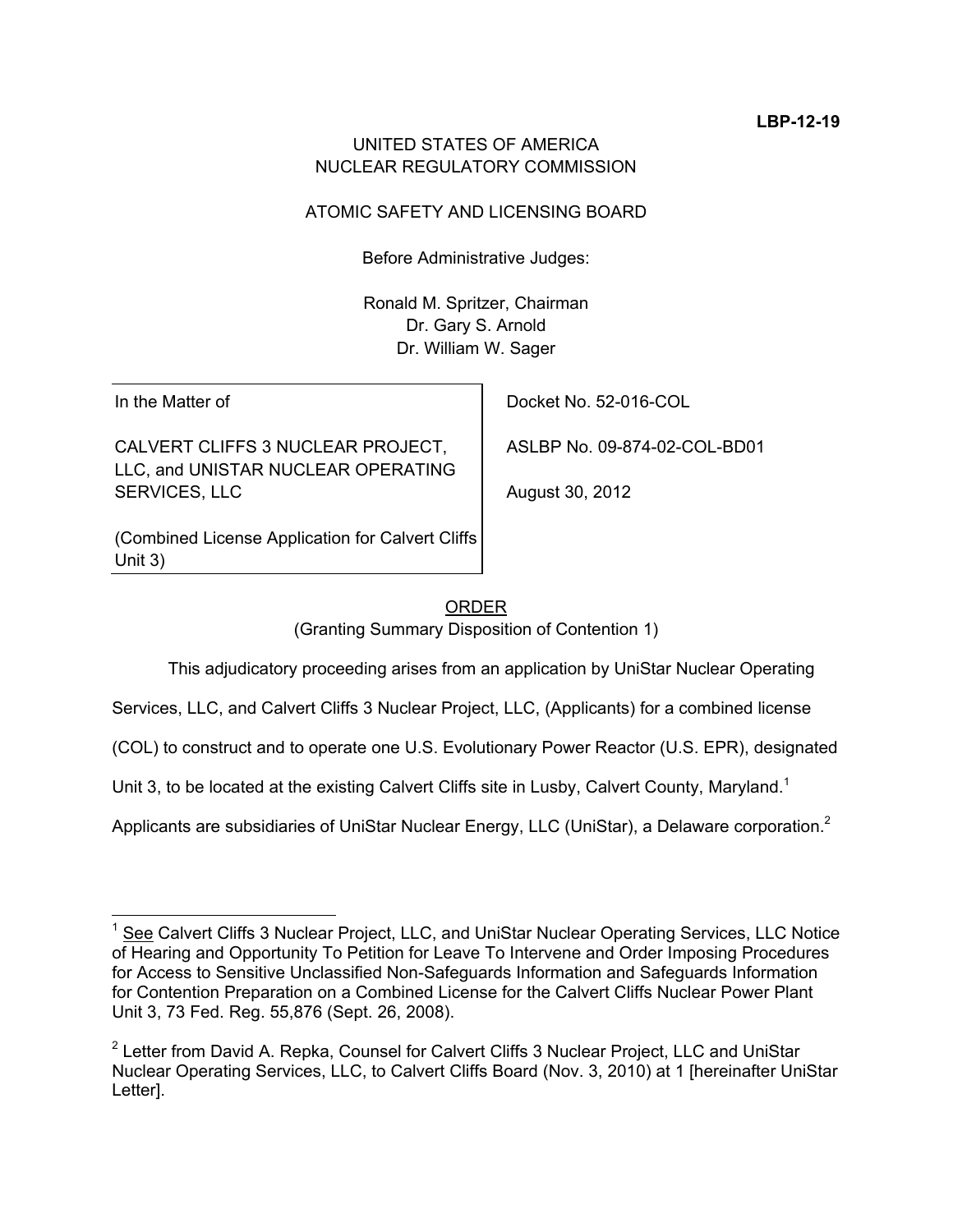**LBP-12-19**

UNITED STATES OF AMERICA
NUCLEAR REGULATORY COMMISSION

ATOMIC SAFETY AND LICENSING BOARD

Before Administrative Judges:

Ronald M. Spritzer, Chairman
Dr. Gary S. Arnold
Dr. William W. Sager

| | |
|---|---|
| In the Matter of | Docket No. 52-016-COL |
| CALVERT CLIFFS 3 NUCLEAR PROJECT, LLC, and UNISTAR NUCLEAR OPERATING SERVICES, LLC | ASLBP No. 09-874-02-COL-BD01 |
| (Combined License Application for Calvert Cliffs Unit 3) | August 30, 2012 |

ORDER
(Granting Summary Disposition of Contention 1)

This adjudicatory proceeding arises from an application by UniStar Nuclear Operating Services, LLC, and Calvert Cliffs 3 Nuclear Project, LLC, (Applicants) for a combined license (COL) to construct and to operate one U.S. Evolutionary Power Reactor (U.S. EPR), designated Unit 3, to be located at the existing Calvert Cliffs site in Lusby, Calvert County, Maryland.[1] Applicants are subsidiaries of UniStar Nuclear Energy, LLC (UniStar), a Delaware corporation.[2]

---

[1] See Calvert Cliffs 3 Nuclear Project, LLC, and UniStar Nuclear Operating Services, LLC Notice of Hearing and Opportunity To Petition for Leave To Intervene and Order Imposing Procedures for Access to Sensitive Unclassified Non-Safeguards Information and Safeguards Information for Contention Preparation on a Combined License for the Calvert Cliffs Nuclear Power Plant Unit 3, 73 Fed. Reg. 55,876 (Sept. 26, 2008).

[2] Letter from David A. Repka, Counsel for Calvert Cliffs 3 Nuclear Project, LLC and UniStar Nuclear Operating Services, LLC, to Calvert Cliffs Board (Nov. 3, 2010) at 1 [hereinafter UniStar Letter].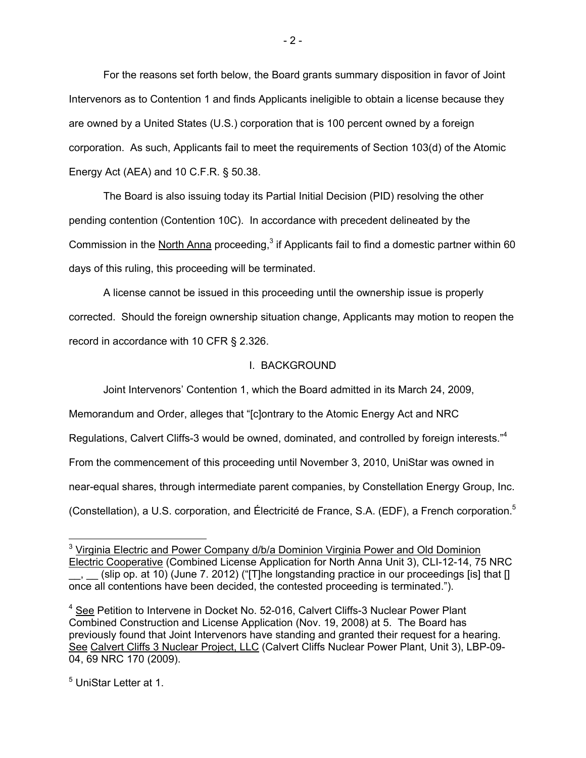For the reasons set forth below, the Board grants summary disposition in favor of Joint Intervenors as to Contention 1 and finds Applicants ineligible to obtain a license because they are owned by a United States (U.S.) corporation that is 100 percent owned by a foreign corporation. As such, Applicants fail to meet the requirements of Section 103(d) of the Atomic Energy Act (AEA) and 10 C.F.R. § 50.38.

The Board is also issuing today its Partial Initial Decision (PID) resolving the other pending contention (Contention 10C). In accordance with precedent delineated by the Commission in the North Anna proceeding,[3] if Applicants fail to find a domestic partner within 60 days of this ruling, this proceeding will be terminated.

A license cannot be issued in this proceeding until the ownership issue is properly corrected. Should the foreign ownership situation change, Applicants may motion to reopen the record in accordance with 10 CFR § 2.326.

## I. BACKGROUND

Joint Intervenors' Contention 1, which the Board admitted in its March 24, 2009, Memorandum and Order, alleges that "[c]ontrary to the Atomic Energy Act and NRC Regulations, Calvert Cliffs-3 would be owned, dominated, and controlled by foreign interests."[4] From the commencement of this proceeding until November 3, 2010, UniStar was owned in near-equal shares, through intermediate parent companies, by Constellation Energy Group, Inc. (Constellation), a U.S. corporation, and Électricité de France, S.A. (EDF), a French corporation.[5]

---

[3] Virginia Electric and Power Company d/b/a Dominion Virginia Power and Old Dominion Electric Cooperative (Combined License Application for North Anna Unit 3), CLI-12-14, 75 NRC __, __ (slip op. at 10) (June 7. 2012) ("[T]he longstanding practice in our proceedings [is] that [] once all contentions have been decided, the contested proceeding is terminated.").

[4] See Petition to Intervene in Docket No. 52-016, Calvert Cliffs-3 Nuclear Power Plant Combined Construction and License Application (Nov. 19, 2008) at 5. The Board has previously found that Joint Intervenors have standing and granted their request for a hearing. See Calvert Cliffs 3 Nuclear Project, LLC (Calvert Cliffs Nuclear Power Plant, Unit 3), LBP-09-04, 69 NRC 170 (2009).

[5] UniStar Letter at 1.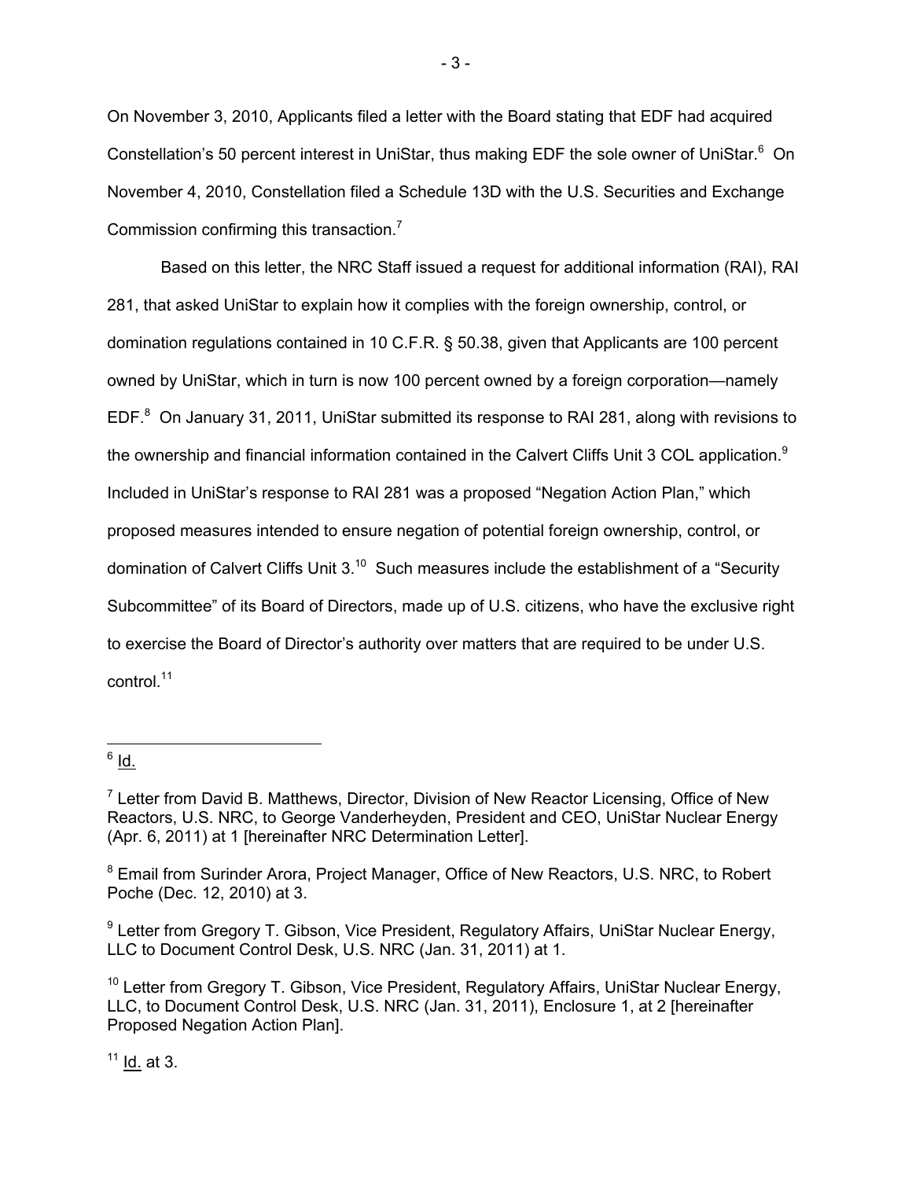On November 3, 2010, Applicants filed a letter with the Board stating that EDF had acquired Constellation's 50 percent interest in UniStar, thus making EDF the sole owner of UniStar.[6] On November 4, 2010, Constellation filed a Schedule 13D with the U.S. Securities and Exchange Commission confirming this transaction.[7]

Based on this letter, the NRC Staff issued a request for additional information (RAI), RAI 281, that asked UniStar to explain how it complies with the foreign ownership, control, or domination regulations contained in 10 C.F.R. § 50.38, given that Applicants are 100 percent owned by UniStar, which in turn is now 100 percent owned by a foreign corporation—namely EDF.[8] On January 31, 2011, UniStar submitted its response to RAI 281, along with revisions to the ownership and financial information contained in the Calvert Cliffs Unit 3 COL application.[9] Included in UniStar's response to RAI 281 was a proposed "Negation Action Plan," which proposed measures intended to ensure negation of potential foreign ownership, control, or domination of Calvert Cliffs Unit 3.[10] Such measures include the establishment of a "Security Subcommittee" of its Board of Directors, made up of U.S. citizens, who have the exclusive right to exercise the Board of Director's authority over matters that are required to be under U.S. control.[11]

---

[6] Id.

[7] Letter from David B. Matthews, Director, Division of New Reactor Licensing, Office of New Reactors, U.S. NRC, to George Vanderheyden, President and CEO, UniStar Nuclear Energy (Apr. 6, 2011) at 1 [hereinafter NRC Determination Letter].

[8] Email from Surinder Arora, Project Manager, Office of New Reactors, U.S. NRC, to Robert Poche (Dec. 12, 2010) at 3.

[9] Letter from Gregory T. Gibson, Vice President, Regulatory Affairs, UniStar Nuclear Energy, LLC to Document Control Desk, U.S. NRC (Jan. 31, 2011) at 1.

[10] Letter from Gregory T. Gibson, Vice President, Regulatory Affairs, UniStar Nuclear Energy, LLC, to Document Control Desk, U.S. NRC (Jan. 31, 2011), Enclosure 1, at 2 [hereinafter Proposed Negation Action Plan].

[11] Id. at 3.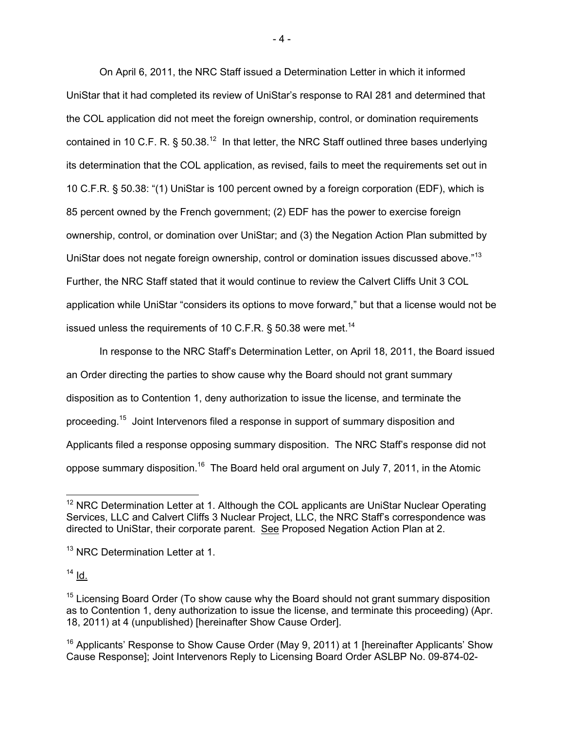On April 6, 2011, the NRC Staff issued a Determination Letter in which it informed UniStar that it had completed its review of UniStar's response to RAI 281 and determined that the COL application did not meet the foreign ownership, control, or domination requirements contained in 10 C.F. R. § 50.38.[12] In that letter, the NRC Staff outlined three bases underlying its determination that the COL application, as revised, fails to meet the requirements set out in 10 C.F.R. § 50.38: "(1) UniStar is 100 percent owned by a foreign corporation (EDF), which is 85 percent owned by the French government; (2) EDF has the power to exercise foreign ownership, control, or domination over UniStar; and (3) the Negation Action Plan submitted by UniStar does not negate foreign ownership, control or domination issues discussed above."[13] Further, the NRC Staff stated that it would continue to review the Calvert Cliffs Unit 3 COL application while UniStar "considers its options to move forward," but that a license would not be issued unless the requirements of 10 C.F.R. § 50.38 were met.[14]

In response to the NRC Staff's Determination Letter, on April 18, 2011, the Board issued an Order directing the parties to show cause why the Board should not grant summary disposition as to Contention 1, deny authorization to issue the license, and terminate the proceeding.[15] Joint Intervenors filed a response in support of summary disposition and Applicants filed a response opposing summary disposition. The NRC Staff's response did not oppose summary disposition.[16] The Board held oral argument on July 7, 2011, in the Atomic

---

[12] NRC Determination Letter at 1. Although the COL applicants are UniStar Nuclear Operating Services, LLC and Calvert Cliffs 3 Nuclear Project, LLC, the NRC Staff's correspondence was directed to UniStar, their corporate parent. See Proposed Negation Action Plan at 2.

[13] NRC Determination Letter at 1.

[14] Id.

[15] Licensing Board Order (To show cause why the Board should not grant summary disposition as to Contention 1, deny authorization to issue the license, and terminate this proceeding) (Apr. 18, 2011) at 4 (unpublished) [hereinafter Show Cause Order].

[16] Applicants' Response to Show Cause Order (May 9, 2011) at 1 [hereinafter Applicants' Show Cause Response]; Joint Intervenors Reply to Licensing Board Order ASLBP No. 09-874-02-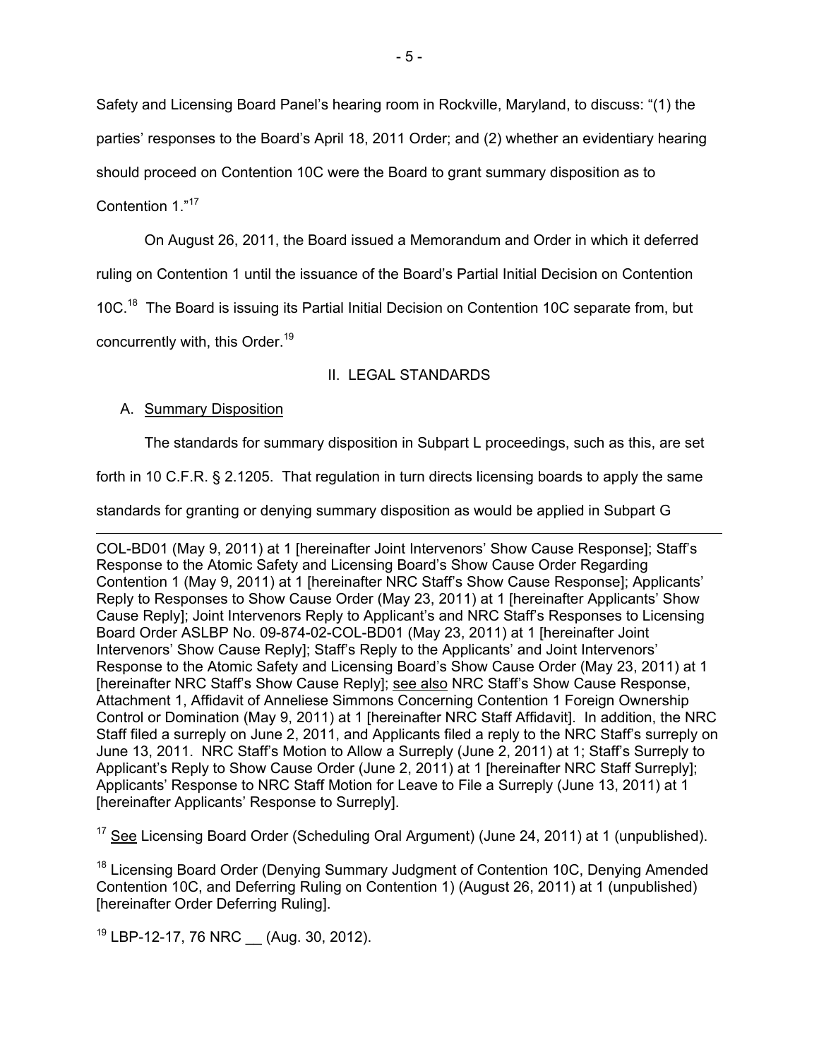Safety and Licensing Board Panel's hearing room in Rockville, Maryland, to discuss: "(1) the parties' responses to the Board's April 18, 2011 Order; and (2) whether an evidentiary hearing should proceed on Contention 10C were the Board to grant summary disposition as to Contention 1."[17]

On August 26, 2011, the Board issued a Memorandum and Order in which it deferred ruling on Contention 1 until the issuance of the Board's Partial Initial Decision on Contention 10C.[18] The Board is issuing its Partial Initial Decision on Contention 10C separate from, but concurrently with, this Order.[19]

## II. LEGAL STANDARDS

### A. Summary Disposition

The standards for summary disposition in Subpart L proceedings, such as this, are set forth in 10 C.F.R. § 2.1205. That regulation in turn directs licensing boards to apply the same standards for granting or denying summary disposition as would be applied in Subpart G

---

COL-BD01 (May 9, 2011) at 1 [hereinafter Joint Intervenors' Show Cause Response]; Staff's Response to the Atomic Safety and Licensing Board's Show Cause Order Regarding Contention 1 (May 9, 2011) at 1 [hereinafter NRC Staff's Show Cause Response]; Applicants' Reply to Responses to Show Cause Order (May 23, 2011) at 1 [hereinafter Applicants' Show Cause Reply]; Joint Intervenors Reply to Applicant's and NRC Staff's Responses to Licensing Board Order ASLBP No. 09-874-02-COL-BD01 (May 23, 2011) at 1 [hereinafter Joint Intervenors' Show Cause Reply]; Staff's Reply to the Applicants' and Joint Intervenors' Response to the Atomic Safety and Licensing Board's Show Cause Order (May 23, 2011) at 1 [hereinafter NRC Staff's Show Cause Reply]; see also NRC Staff's Show Cause Response, Attachment 1, Affidavit of Anneliese Simmons Concerning Contention 1 Foreign Ownership Control or Domination (May 9, 2011) at 1 [hereinafter NRC Staff Affidavit]. In addition, the NRC Staff filed a surreply on June 2, 2011, and Applicants filed a reply to the NRC Staff's surreply on June 13, 2011. NRC Staff's Motion to Allow a Surreply (June 2, 2011) at 1; Staff's Surreply to Applicant's Reply to Show Cause Order (June 2, 2011) at 1 [hereinafter NRC Staff Surreply]; Applicants' Response to NRC Staff Motion for Leave to File a Surreply (June 13, 2011) at 1 [hereinafter Applicants' Response to Surreply].

[17] See Licensing Board Order (Scheduling Oral Argument) (June 24, 2011) at 1 (unpublished).

[18] Licensing Board Order (Denying Summary Judgment of Contention 10C, Denying Amended Contention 10C, and Deferring Ruling on Contention 1) (August 26, 2011) at 1 (unpublished) [hereinafter Order Deferring Ruling].

[19] LBP-12-17, 76 NRC __ (Aug. 30, 2012).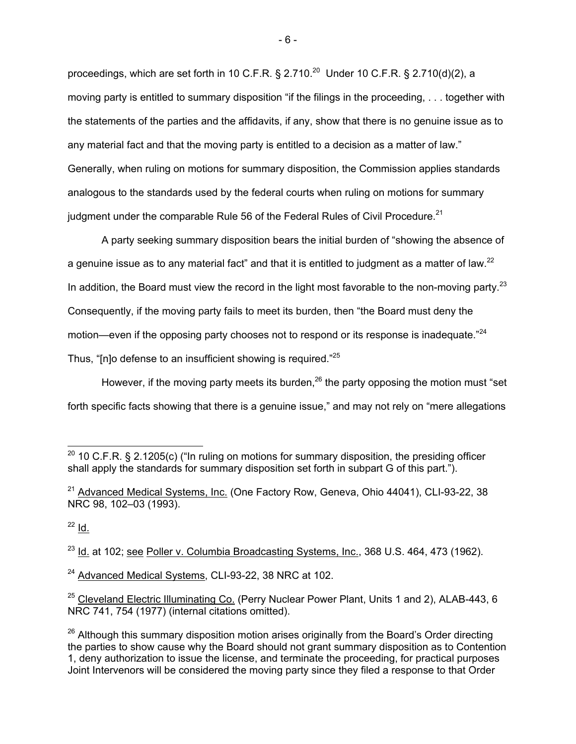proceedings, which are set forth in 10 C.F.R. § 2.710.[20] Under 10 C.F.R. § 2.710(d)(2), a moving party is entitled to summary disposition "if the filings in the proceeding, . . . together with the statements of the parties and the affidavits, if any, show that there is no genuine issue as to any material fact and that the moving party is entitled to a decision as a matter of law." Generally, when ruling on motions for summary disposition, the Commission applies standards analogous to the standards used by the federal courts when ruling on motions for summary judgment under the comparable Rule 56 of the Federal Rules of Civil Procedure.[21]

A party seeking summary disposition bears the initial burden of "showing the absence of a genuine issue as to any material fact" and that it is entitled to judgment as a matter of law.[22] In addition, the Board must view the record in the light most favorable to the non-moving party.[23] Consequently, if the moving party fails to meet its burden, then "the Board must deny the motion—even if the opposing party chooses not to respond or its response is inadequate."[24] Thus, "[n]o defense to an insufficient showing is required."[25]

However, if the moving party meets its burden,[26] the party opposing the motion must "set forth specific facts showing that there is a genuine issue," and may not rely on "mere allegations

---

[20] 10 C.F.R. § 2.1205(c) ("In ruling on motions for summary disposition, the presiding officer shall apply the standards for summary disposition set forth in subpart G of this part.").

[21] Advanced Medical Systems, Inc. (One Factory Row, Geneva, Ohio 44041), CLI-93-22, 38 NRC 98, 102–03 (1993).

[22] Id.

[23] Id. at 102; see Poller v. Columbia Broadcasting Systems, Inc., 368 U.S. 464, 473 (1962).

[24] Advanced Medical Systems, CLI-93-22, 38 NRC at 102.

[25] Cleveland Electric Illuminating Co. (Perry Nuclear Power Plant, Units 1 and 2), ALAB-443, 6 NRC 741, 754 (1977) (internal citations omitted).

[26] Although this summary disposition motion arises originally from the Board's Order directing the parties to show cause why the Board should not grant summary disposition as to Contention 1, deny authorization to issue the license, and terminate the proceeding, for practical purposes Joint Intervenors will be considered the moving party since they filed a response to that Order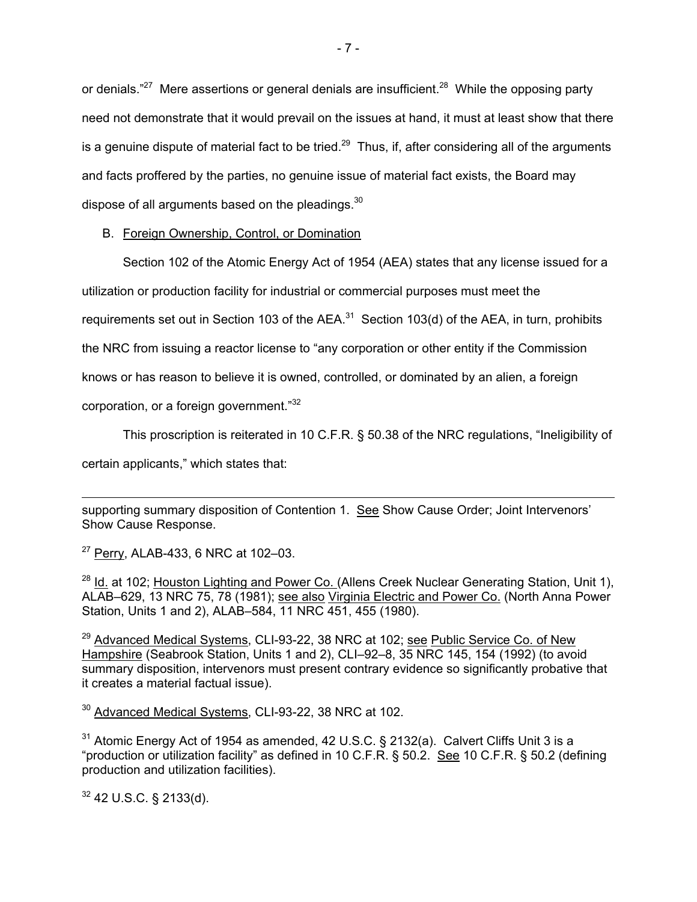or denials."[27] Mere assertions or general denials are insufficient.[28] While the opposing party need not demonstrate that it would prevail on the issues at hand, it must at least show that there is a genuine dispute of material fact to be tried.[29] Thus, if, after considering all of the arguments and facts proffered by the parties, no genuine issue of material fact exists, the Board may dispose of all arguments based on the pleadings.[30]

B. Foreign Ownership, Control, or Domination

Section 102 of the Atomic Energy Act of 1954 (AEA) states that any license issued for a utilization or production facility for industrial or commercial purposes must meet the requirements set out in Section 103 of the AEA.[31] Section 103(d) of the AEA, in turn, prohibits the NRC from issuing a reactor license to "any corporation or other entity if the Commission knows or has reason to believe it is owned, controlled, or dominated by an alien, a foreign corporation, or a foreign government."[32]

This proscription is reiterated in 10 C.F.R. § 50.38 of the NRC regulations, "Ineligibility of certain applicants," which states that:

---

supporting summary disposition of Contention 1. See Show Cause Order; Joint Intervenors' Show Cause Response.

[27] Perry, ALAB-433, 6 NRC at 102–03.

[28] Id. at 102; Houston Lighting and Power Co. (Allens Creek Nuclear Generating Station, Unit 1), ALAB–629, 13 NRC 75, 78 (1981); see also Virginia Electric and Power Co. (North Anna Power Station, Units 1 and 2), ALAB–584, 11 NRC 451, 455 (1980).

[29] Advanced Medical Systems, CLI-93-22, 38 NRC at 102; see Public Service Co. of New Hampshire (Seabrook Station, Units 1 and 2), CLI–92–8, 35 NRC 145, 154 (1992) (to avoid summary disposition, intervenors must present contrary evidence so significantly probative that it creates a material factual issue).

[30] Advanced Medical Systems, CLI-93-22, 38 NRC at 102.

[31] Atomic Energy Act of 1954 as amended, 42 U.S.C. § 2132(a). Calvert Cliffs Unit 3 is a "production or utilization facility" as defined in 10 C.F.R. § 50.2. See 10 C.F.R. § 50.2 (defining production and utilization facilities).

[32] 42 U.S.C. § 2133(d).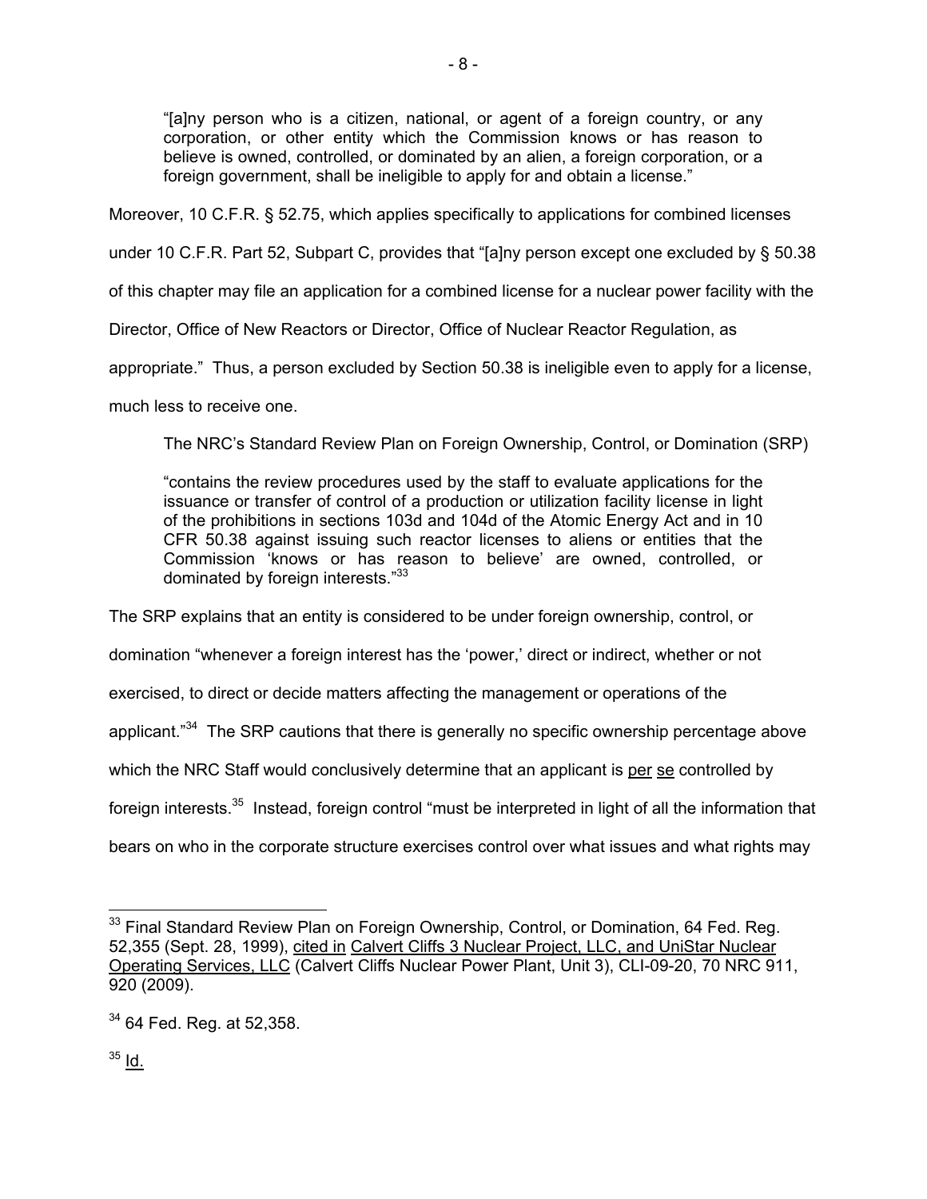> "[a]ny person who is a citizen, national, or agent of a foreign country, or any corporation, or other entity which the Commission knows or has reason to believe is owned, controlled, or dominated by an alien, a foreign corporation, or a foreign government, shall be ineligible to apply for and obtain a license."

Moreover, 10 C.F.R. § 52.75, which applies specifically to applications for combined licenses under 10 C.F.R. Part 52, Subpart C, provides that "[a]ny person except one excluded by § 50.38 of this chapter may file an application for a combined license for a nuclear power facility with the Director, Office of New Reactors or Director, Office of Nuclear Reactor Regulation, as appropriate." Thus, a person excluded by Section 50.38 is ineligible even to apply for a license, much less to receive one.

The NRC's Standard Review Plan on Foreign Ownership, Control, or Domination (SRP)

> "contains the review procedures used by the staff to evaluate applications for the issuance or transfer of control of a production or utilization facility license in light of the prohibitions in sections 103d and 104d of the Atomic Energy Act and in 10 CFR 50.38 against issuing such reactor licenses to aliens or entities that the Commission 'knows or has reason to believe' are owned, controlled, or dominated by foreign interests."[33]

The SRP explains that an entity is considered to be under foreign ownership, control, or domination "whenever a foreign interest has the 'power,' direct or indirect, whether or not exercised, to direct or decide matters affecting the management or operations of the applicant."[34] The SRP cautions that there is generally no specific ownership percentage above which the NRC Staff would conclusively determine that an applicant is per se controlled by foreign interests.[35] Instead, foreign control "must be interpreted in light of all the information that bears on who in the corporate structure exercises control over what issues and what rights may

---

[33] Final Standard Review Plan on Foreign Ownership, Control, or Domination, 64 Fed. Reg. 52,355 (Sept. 28, 1999), cited in Calvert Cliffs 3 Nuclear Project, LLC, and UniStar Nuclear Operating Services, LLC (Calvert Cliffs Nuclear Power Plant, Unit 3), CLI-09-20, 70 NRC 911, 920 (2009).

[34] 64 Fed. Reg. at 52,358.

[35] Id.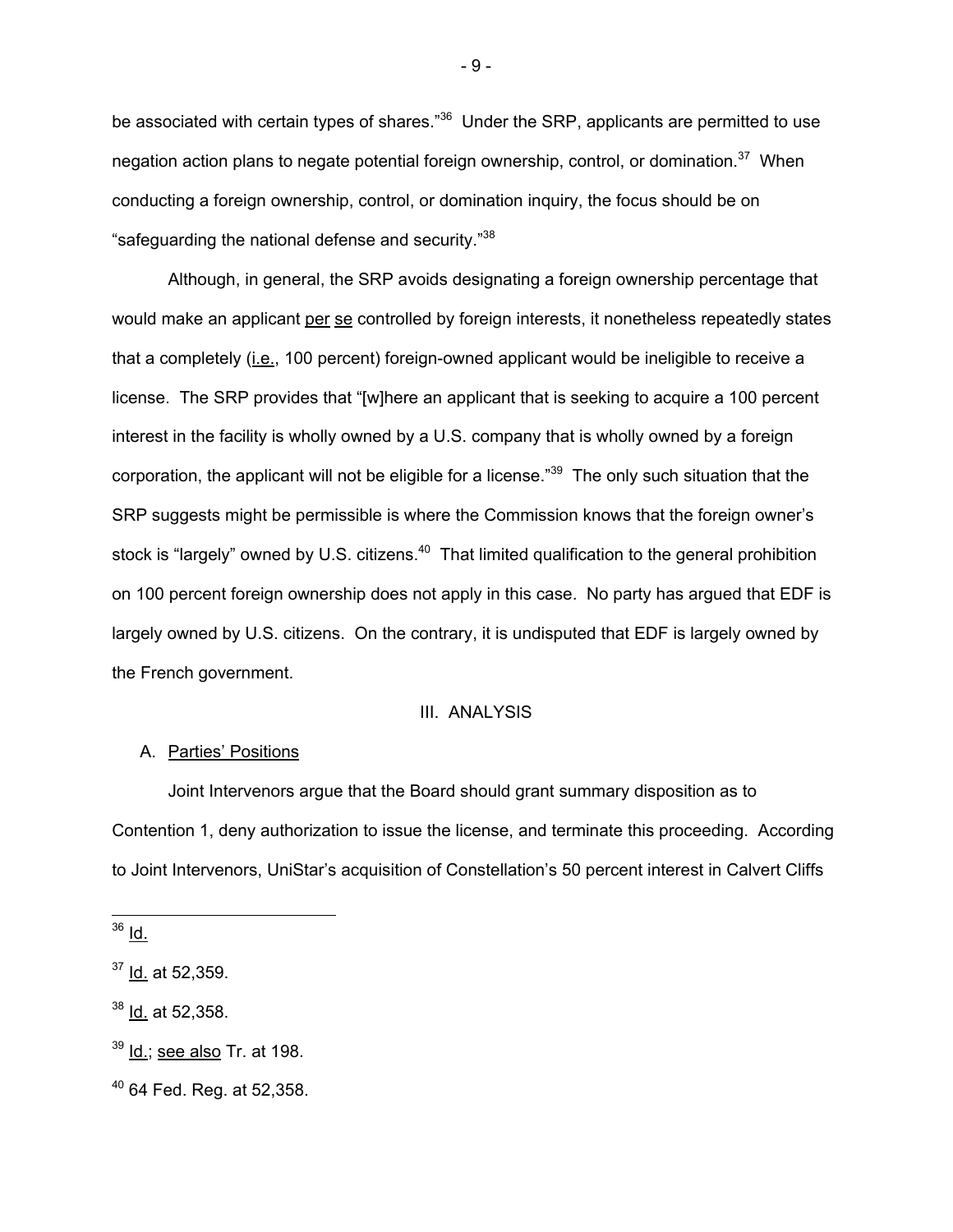be associated with certain types of shares."[36] Under the SRP, applicants are permitted to use negation action plans to negate potential foreign ownership, control, or domination.[37] When conducting a foreign ownership, control, or domination inquiry, the focus should be on "safeguarding the national defense and security."[38]

Although, in general, the SRP avoids designating a foreign ownership percentage that would make an applicant per se controlled by foreign interests, it nonetheless repeatedly states that a completely (i.e., 100 percent) foreign-owned applicant would be ineligible to receive a license. The SRP provides that "[w]here an applicant that is seeking to acquire a 100 percent interest in the facility is wholly owned by a U.S. company that is wholly owned by a foreign corporation, the applicant will not be eligible for a license."[39] The only such situation that the SRP suggests might be permissible is where the Commission knows that the foreign owner's stock is "largely" owned by U.S. citizens.[40] That limited qualification to the general prohibition on 100 percent foreign ownership does not apply in this case. No party has argued that EDF is largely owned by U.S. citizens. On the contrary, it is undisputed that EDF is largely owned by the French government.

## III. ANALYSIS

### A. Parties' Positions

Joint Intervenors argue that the Board should grant summary disposition as to Contention 1, deny authorization to issue the license, and terminate this proceeding. According to Joint Intervenors, UniStar's acquisition of Constellation's 50 percent interest in Calvert Cliffs

---

[36] Id.

[37] Id. at 52,359.

[38] Id. at 52,358.

[39] Id.; see also Tr. at 198.

[40] 64 Fed. Reg. at 52,358.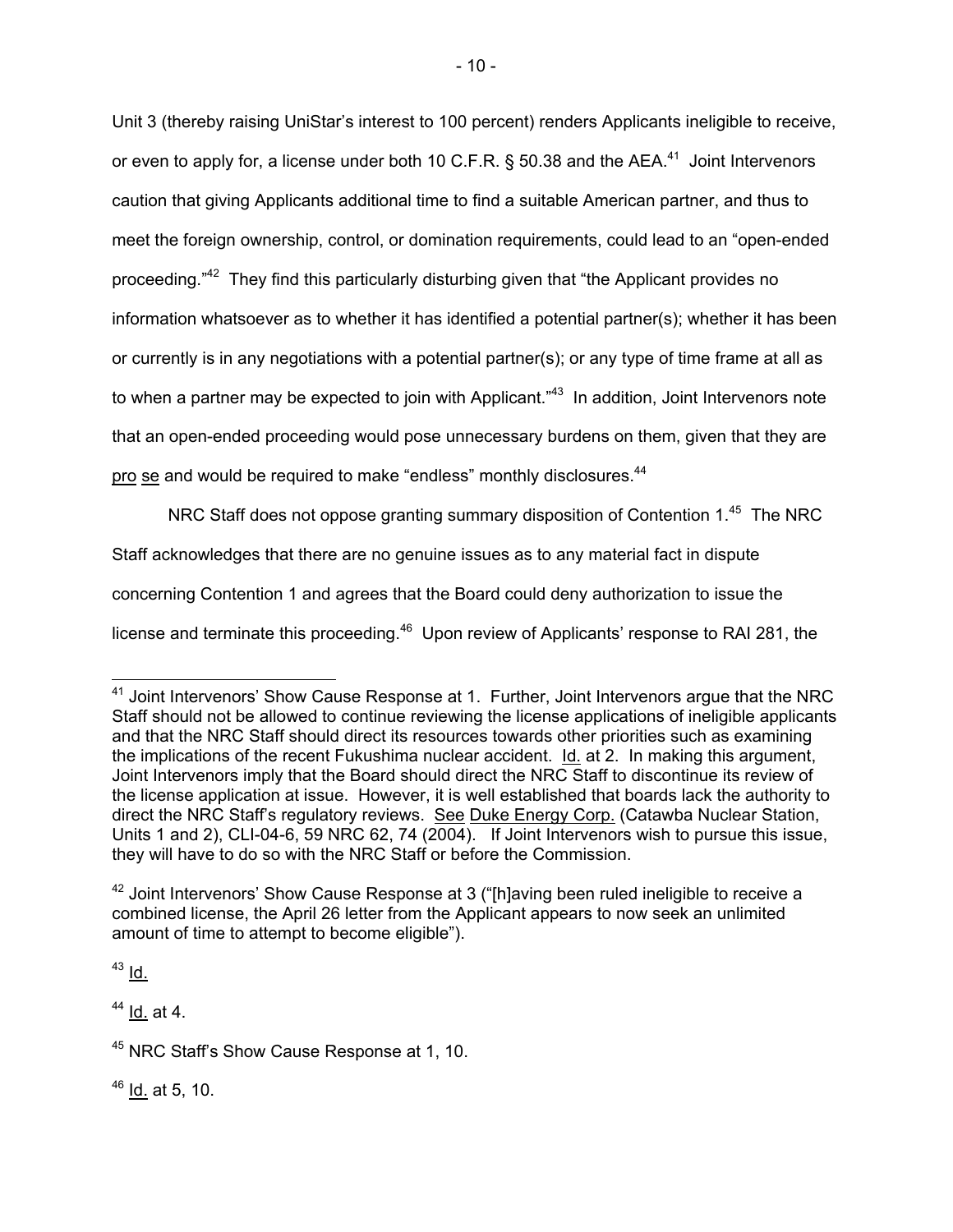Unit 3 (thereby raising UniStar's interest to 100 percent) renders Applicants ineligible to receive, or even to apply for, a license under both 10 C.F.R. § 50.38 and the AEA.[41] Joint Intervenors caution that giving Applicants additional time to find a suitable American partner, and thus to meet the foreign ownership, control, or domination requirements, could lead to an "open-ended proceeding."[42] They find this particularly disturbing given that "the Applicant provides no information whatsoever as to whether it has identified a potential partner(s); whether it has been or currently is in any negotiations with a potential partner(s); or any type of time frame at all as to when a partner may be expected to join with Applicant."[43] In addition, Joint Intervenors note that an open-ended proceeding would pose unnecessary burdens on them, given that they are pro se and would be required to make "endless" monthly disclosures.[44]

NRC Staff does not oppose granting summary disposition of Contention 1.[45] The NRC Staff acknowledges that there are no genuine issues as to any material fact in dispute concerning Contention 1 and agrees that the Board could deny authorization to issue the license and terminate this proceeding.[46] Upon review of Applicants' response to RAI 281, the

---

[41] Joint Intervenors' Show Cause Response at 1. Further, Joint Intervenors argue that the NRC Staff should not be allowed to continue reviewing the license applications of ineligible applicants and that the NRC Staff should direct its resources towards other priorities such as examining the implications of the recent Fukushima nuclear accident. Id. at 2. In making this argument, Joint Intervenors imply that the Board should direct the NRC Staff to discontinue its review of the license application at issue. However, it is well established that boards lack the authority to direct the NRC Staff's regulatory reviews. See Duke Energy Corp. (Catawba Nuclear Station, Units 1 and 2), CLI-04-6, 59 NRC 62, 74 (2004). If Joint Intervenors wish to pursue this issue, they will have to do so with the NRC Staff or before the Commission.

[42] Joint Intervenors' Show Cause Response at 3 ("[h]aving been ruled ineligible to receive a combined license, the April 26 letter from the Applicant appears to now seek an unlimited amount of time to attempt to become eligible").

[43] Id.

[44] Id. at 4.

[45] NRC Staff's Show Cause Response at 1, 10.

[46] Id. at 5, 10.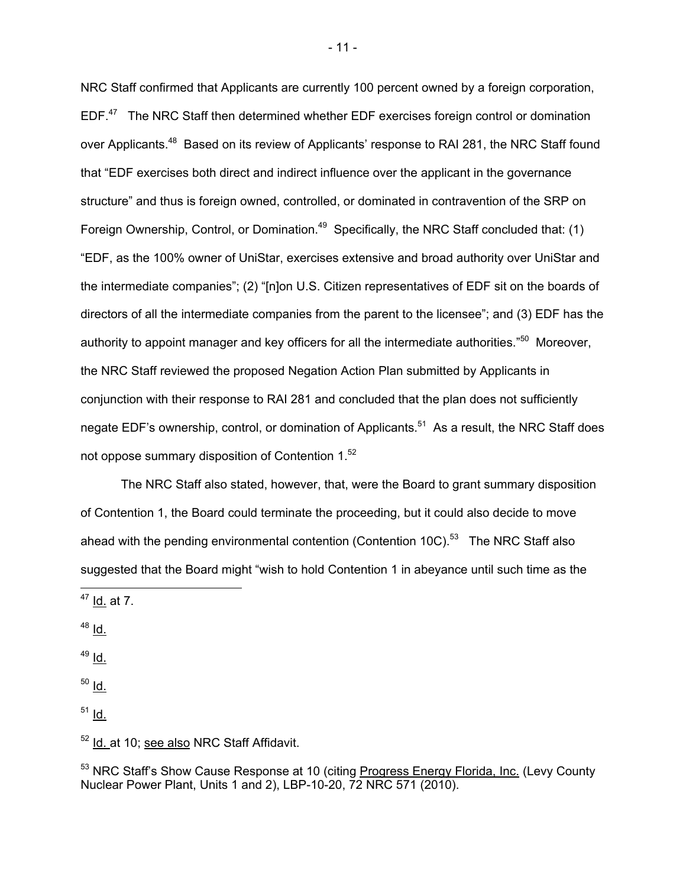NRC Staff confirmed that Applicants are currently 100 percent owned by a foreign corporation, EDF.[47] The NRC Staff then determined whether EDF exercises foreign control or domination over Applicants.[48] Based on its review of Applicants' response to RAI 281, the NRC Staff found that "EDF exercises both direct and indirect influence over the applicant in the governance structure" and thus is foreign owned, controlled, or dominated in contravention of the SRP on Foreign Ownership, Control, or Domination.[49] Specifically, the NRC Staff concluded that: (1) "EDF, as the 100% owner of UniStar, exercises extensive and broad authority over UniStar and the intermediate companies"; (2) "[n]on U.S. Citizen representatives of EDF sit on the boards of directors of all the intermediate companies from the parent to the licensee"; and (3) EDF has the authority to appoint manager and key officers for all the intermediate authorities."[50] Moreover, the NRC Staff reviewed the proposed Negation Action Plan submitted by Applicants in conjunction with their response to RAI 281 and concluded that the plan does not sufficiently negate EDF's ownership, control, or domination of Applicants.[51] As a result, the NRC Staff does not oppose summary disposition of Contention 1.[52]

The NRC Staff also stated, however, that, were the Board to grant summary disposition of Contention 1, the Board could terminate the proceeding, but it could also decide to move ahead with the pending environmental contention (Contention 10C).[53] The NRC Staff also suggested that the Board might "wish to hold Contention 1 in abeyance until such time as the

---

[47] Id. at 7.

[48] Id.

[49] Id.

[50] Id.

[51] Id.

[52] Id. at 10; see also NRC Staff Affidavit.

[53] NRC Staff's Show Cause Response at 10 (citing Progress Energy Florida, Inc. (Levy County Nuclear Power Plant, Units 1 and 2), LBP-10-20, 72 NRC 571 (2010).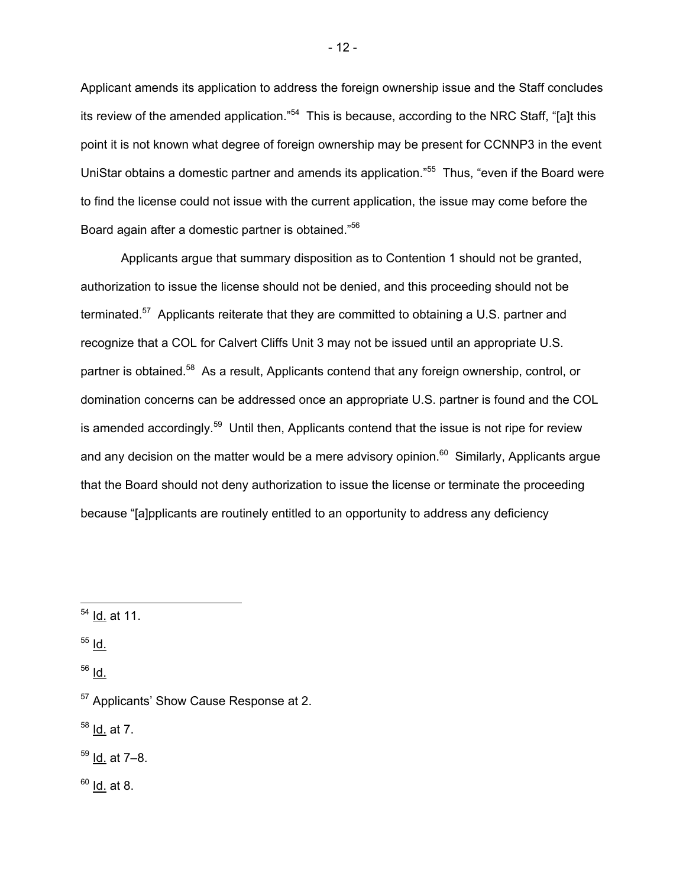Applicant amends its application to address the foreign ownership issue and the Staff concludes its review of the amended application."[54] This is because, according to the NRC Staff, "[a]t this point it is not known what degree of foreign ownership may be present for CCNNP3 in the event UniStar obtains a domestic partner and amends its application."[55] Thus, "even if the Board were to find the license could not issue with the current application, the issue may come before the Board again after a domestic partner is obtained."[56]

Applicants argue that summary disposition as to Contention 1 should not be granted, authorization to issue the license should not be denied, and this proceeding should not be terminated.[57] Applicants reiterate that they are committed to obtaining a U.S. partner and recognize that a COL for Calvert Cliffs Unit 3 may not be issued until an appropriate U.S. partner is obtained.[58] As a result, Applicants contend that any foreign ownership, control, or domination concerns can be addressed once an appropriate U.S. partner is found and the COL is amended accordingly.[59] Until then, Applicants contend that the issue is not ripe for review and any decision on the matter would be a mere advisory opinion.[60] Similarly, Applicants argue that the Board should not deny authorization to issue the license or terminate the proceeding because "[a]pplicants are routinely entitled to an opportunity to address any deficiency

---

[54] Id. at 11.

[55] Id.

[56] Id.

[57] Applicants' Show Cause Response at 2.

[58] Id. at 7.

[59] Id. at 7–8.

[60] Id. at 8.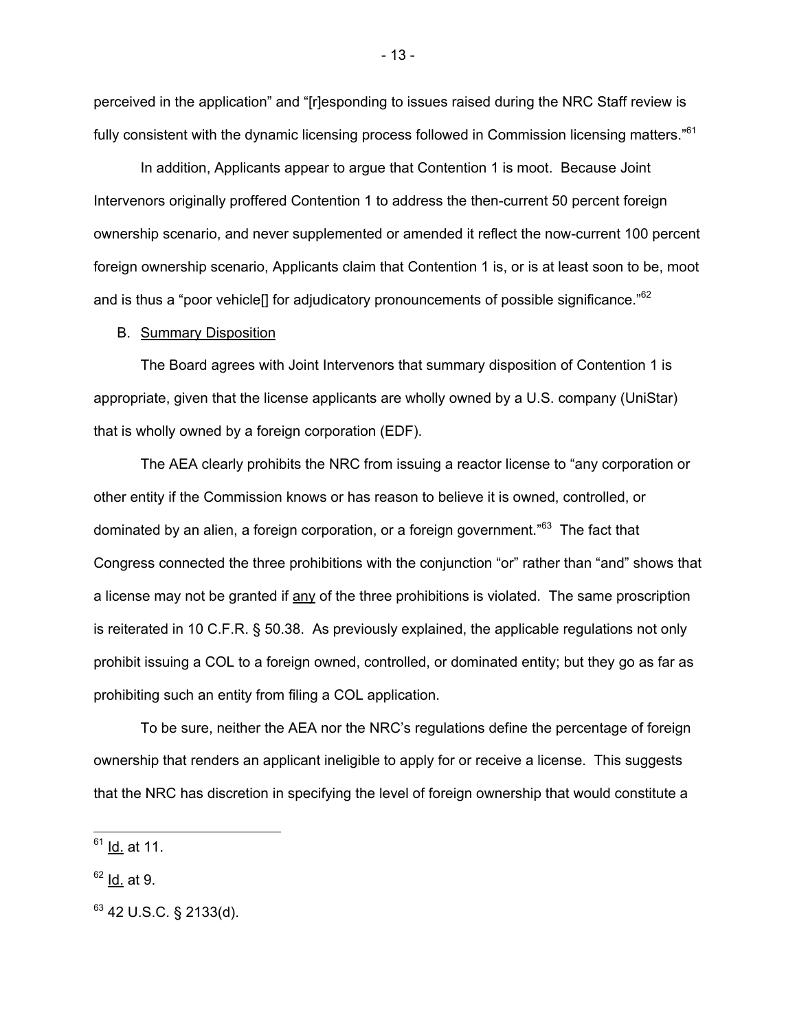perceived in the application" and "[r]esponding to issues raised during the NRC Staff review is fully consistent with the dynamic licensing process followed in Commission licensing matters."[61]

In addition, Applicants appear to argue that Contention 1 is moot. Because Joint Intervenors originally proffered Contention 1 to address the then-current 50 percent foreign ownership scenario, and never supplemented or amended it reflect the now-current 100 percent foreign ownership scenario, Applicants claim that Contention 1 is, or is at least soon to be, moot and is thus a "poor vehicle[] for adjudicatory pronouncements of possible significance."[62]

B. Summary Disposition

The Board agrees with Joint Intervenors that summary disposition of Contention 1 is appropriate, given that the license applicants are wholly owned by a U.S. company (UniStar) that is wholly owned by a foreign corporation (EDF).

The AEA clearly prohibits the NRC from issuing a reactor license to "any corporation or other entity if the Commission knows or has reason to believe it is owned, controlled, or dominated by an alien, a foreign corporation, or a foreign government."[63] The fact that Congress connected the three prohibitions with the conjunction "or" rather than "and" shows that a license may not be granted if any of the three prohibitions is violated. The same proscription is reiterated in 10 C.F.R. § 50.38. As previously explained, the applicable regulations not only prohibit issuing a COL to a foreign owned, controlled, or dominated entity; but they go as far as prohibiting such an entity from filing a COL application.

To be sure, neither the AEA nor the NRC's regulations define the percentage of foreign ownership that renders an applicant ineligible to apply for or receive a license. This suggests that the NRC has discretion in specifying the level of foreign ownership that would constitute a

---

[61] Id. at 11.

[62] Id. at 9.

[63] 42 U.S.C. § 2133(d).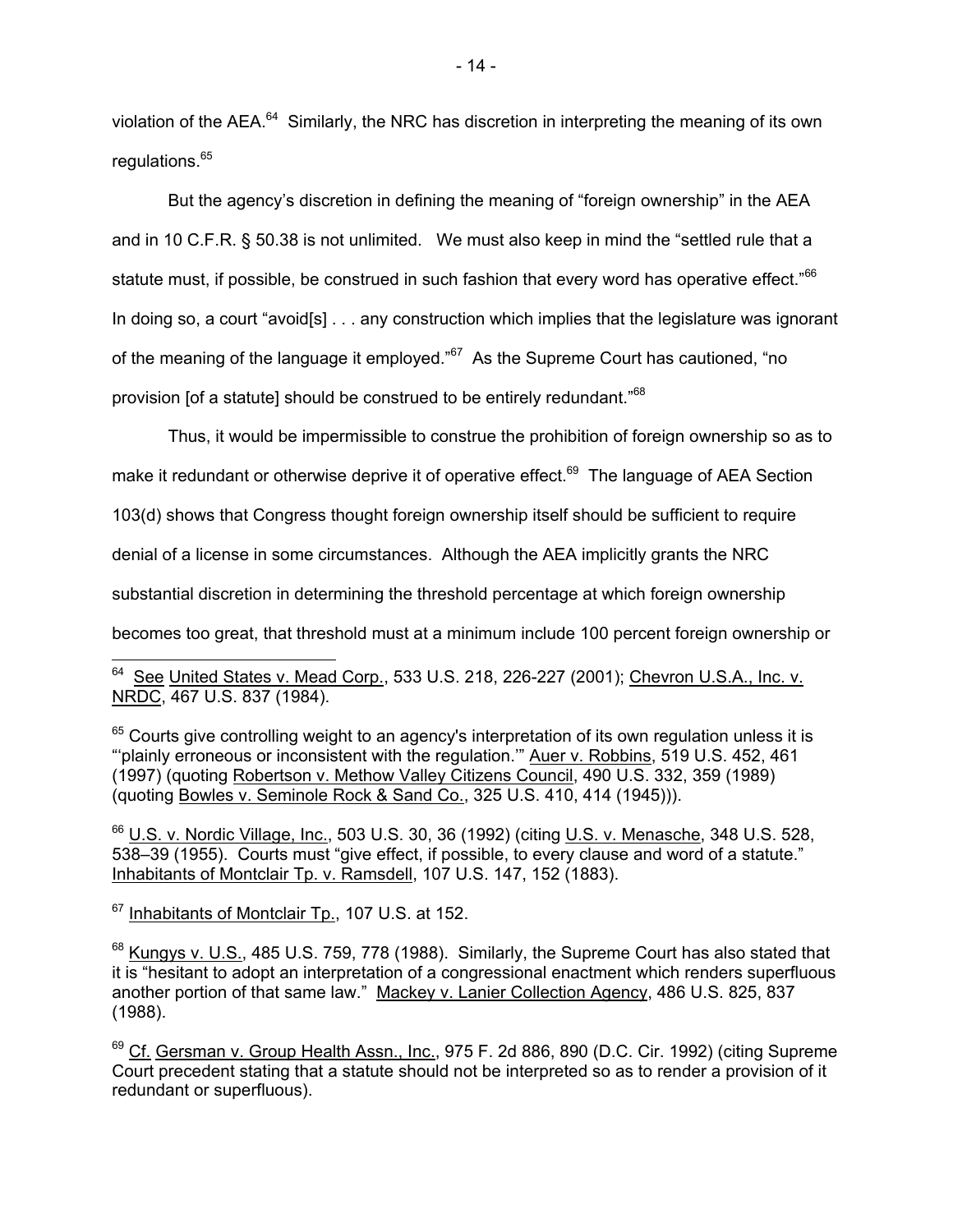violation of the AEA.[64] Similarly, the NRC has discretion in interpreting the meaning of its own regulations.[65]

But the agency's discretion in defining the meaning of "foreign ownership" in the AEA and in 10 C.F.R. § 50.38 is not unlimited. We must also keep in mind the "settled rule that a statute must, if possible, be construed in such fashion that every word has operative effect."[66] In doing so, a court "avoid[s] . . . any construction which implies that the legislature was ignorant of the meaning of the language it employed."[67] As the Supreme Court has cautioned, "no provision [of a statute] should be construed to be entirely redundant."[68]

Thus, it would be impermissible to construe the prohibition of foreign ownership so as to make it redundant or otherwise deprive it of operative effect.[69] The language of AEA Section 103(d) shows that Congress thought foreign ownership itself should be sufficient to require denial of a license in some circumstances. Although the AEA implicitly grants the NRC substantial discretion in determining the threshold percentage at which foreign ownership becomes too great, that threshold must at a minimum include 100 percent foreign ownership or

---

[64] See United States v. Mead Corp., 533 U.S. 218, 226-227 (2001); Chevron U.S.A., Inc. v. NRDC, 467 U.S. 837 (1984).

[65] Courts give controlling weight to an agency's interpretation of its own regulation unless it is "'plainly erroneous or inconsistent with the regulation.'" Auer v. Robbins, 519 U.S. 452, 461 (1997) (quoting Robertson v. Methow Valley Citizens Council, 490 U.S. 332, 359 (1989) (quoting Bowles v. Seminole Rock & Sand Co., 325 U.S. 410, 414 (1945))).

[66] U.S. v. Nordic Village, Inc., 503 U.S. 30, 36 (1992) (citing U.S. v. Menasche, 348 U.S. 528, 538–39 (1955). Courts must "give effect, if possible, to every clause and word of a statute." Inhabitants of Montclair Tp. v. Ramsdell, 107 U.S. 147, 152 (1883).

[67] Inhabitants of Montclair Tp., 107 U.S. at 152.

[68] Kungys v. U.S., 485 U.S. 759, 778 (1988). Similarly, the Supreme Court has also stated that it is "hesitant to adopt an interpretation of a congressional enactment which renders superfluous another portion of that same law." Mackey v. Lanier Collection Agency, 486 U.S. 825, 837 (1988).

[69] Cf. Gersman v. Group Health Assn., Inc., 975 F. 2d 886, 890 (D.C. Cir. 1992) (citing Supreme Court precedent stating that a statute should not be interpreted so as to render a provision of it redundant or superfluous).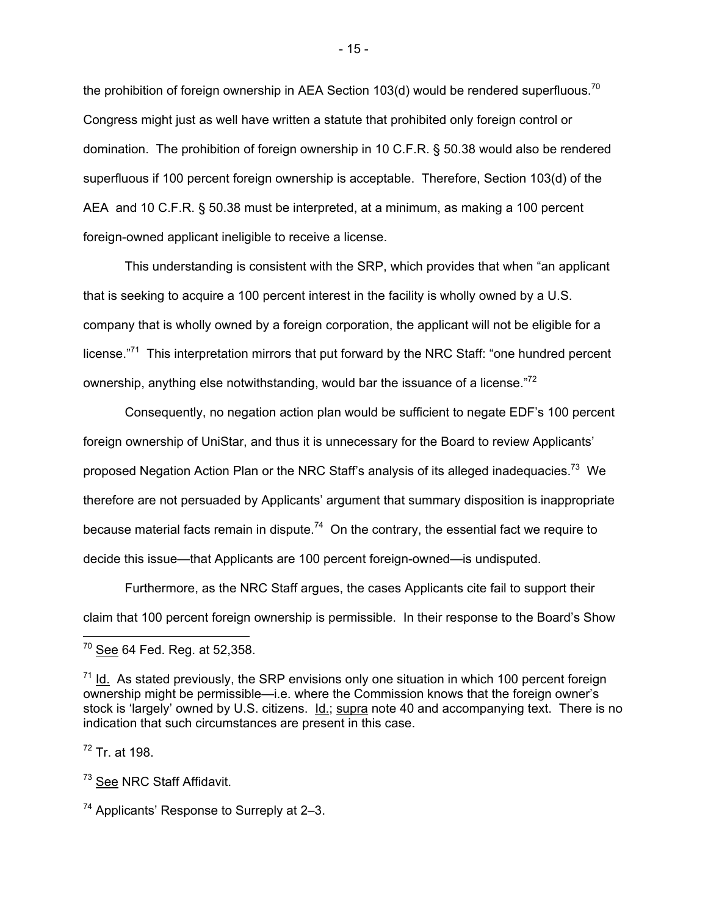the prohibition of foreign ownership in AEA Section 103(d) would be rendered superfluous.[70] Congress might just as well have written a statute that prohibited only foreign control or domination. The prohibition of foreign ownership in 10 C.F.R. § 50.38 would also be rendered superfluous if 100 percent foreign ownership is acceptable. Therefore, Section 103(d) of the AEA and 10 C.F.R. § 50.38 must be interpreted, at a minimum, as making a 100 percent foreign-owned applicant ineligible to receive a license.

This understanding is consistent with the SRP, which provides that when "an applicant that is seeking to acquire a 100 percent interest in the facility is wholly owned by a U.S. company that is wholly owned by a foreign corporation, the applicant will not be eligible for a license."[71] This interpretation mirrors that put forward by the NRC Staff: "one hundred percent ownership, anything else notwithstanding, would bar the issuance of a license."[72]

Consequently, no negation action plan would be sufficient to negate EDF's 100 percent foreign ownership of UniStar, and thus it is unnecessary for the Board to review Applicants' proposed Negation Action Plan or the NRC Staff's analysis of its alleged inadequacies.[73] We therefore are not persuaded by Applicants' argument that summary disposition is inappropriate because material facts remain in dispute.[74] On the contrary, the essential fact we require to decide this issue—that Applicants are 100 percent foreign-owned—is undisputed.

Furthermore, as the NRC Staff argues, the cases Applicants cite fail to support their claim that 100 percent foreign ownership is permissible. In their response to the Board's Show

---

[70] See 64 Fed. Reg. at 52,358.

[71] Id. As stated previously, the SRP envisions only one situation in which 100 percent foreign ownership might be permissible—i.e. where the Commission knows that the foreign owner's stock is 'largely' owned by U.S. citizens. Id.; supra note 40 and accompanying text. There is no indication that such circumstances are present in this case.

[72] Tr. at 198.

[73] See NRC Staff Affidavit.

[74] Applicants' Response to Surreply at 2–3.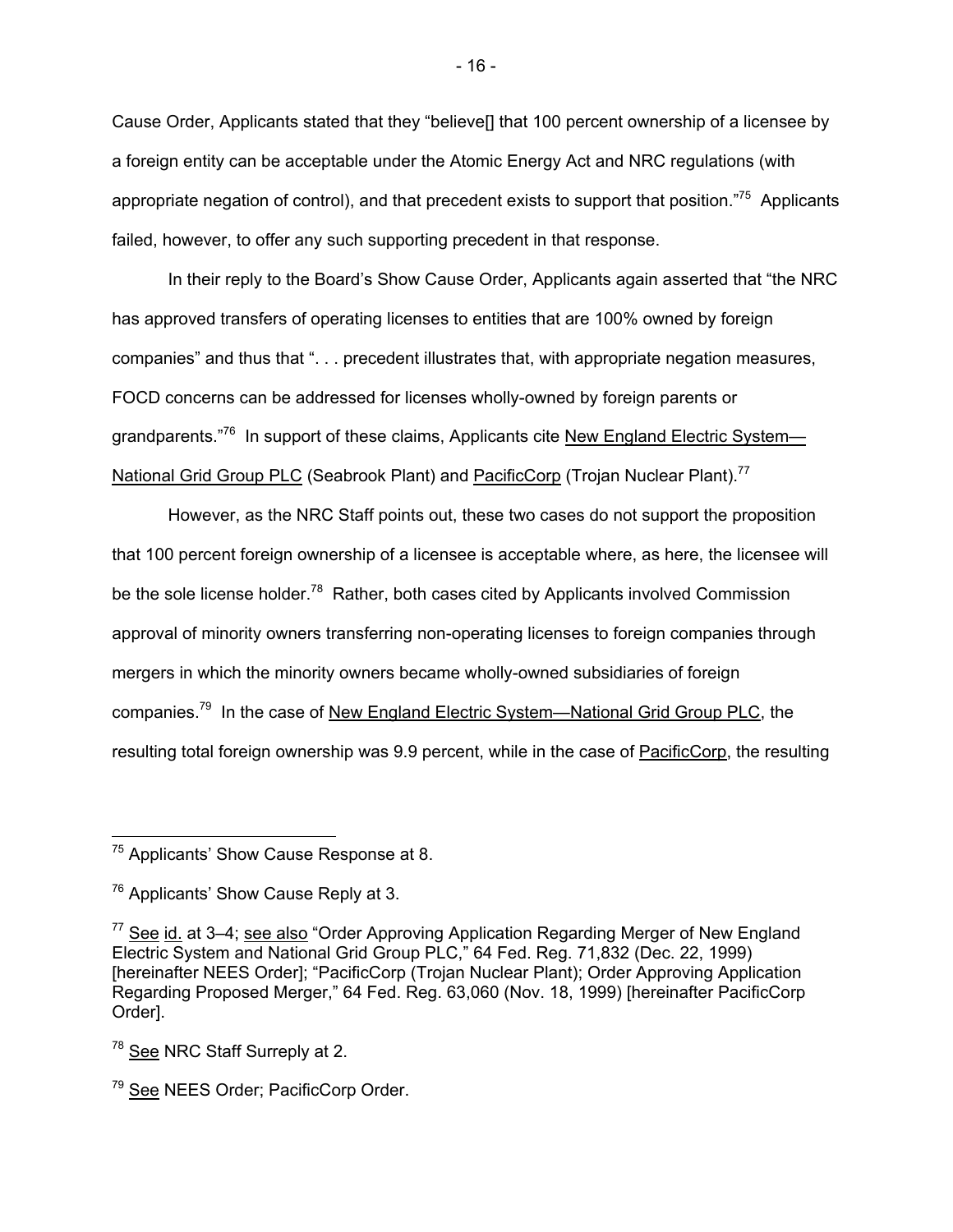Cause Order, Applicants stated that they "believe[] that 100 percent ownership of a licensee by a foreign entity can be acceptable under the Atomic Energy Act and NRC regulations (with appropriate negation of control), and that precedent exists to support that position."[75] Applicants failed, however, to offer any such supporting precedent in that response.

In their reply to the Board's Show Cause Order, Applicants again asserted that "the NRC has approved transfers of operating licenses to entities that are 100% owned by foreign companies" and thus that ". . . precedent illustrates that, with appropriate negation measures, FOCD concerns can be addressed for licenses wholly-owned by foreign parents or grandparents."[76] In support of these claims, Applicants cite New England Electric System—National Grid Group PLC (Seabrook Plant) and PacifiCorp (Trojan Nuclear Plant).[77]

However, as the NRC Staff points out, these two cases do not support the proposition that 100 percent foreign ownership of a licensee is acceptable where, as here, the licensee will be the sole license holder.[78] Rather, both cases cited by Applicants involved Commission approval of minority owners transferring non-operating licenses to foreign companies through mergers in which the minority owners became wholly-owned subsidiaries of foreign companies.[79] In the case of New England Electric System—National Grid Group PLC, the resulting total foreign ownership was 9.9 percent, while in the case of PacifiCorp, the resulting

---

[75] Applicants' Show Cause Response at 8.

[76] Applicants' Show Cause Reply at 3.

[77] See id. at 3–4; see also "Order Approving Application Regarding Merger of New England Electric System and National Grid Group PLC," 64 Fed. Reg. 71,832 (Dec. 22, 1999) [hereinafter NEES Order]; "PacifiCorp (Trojan Nuclear Plant); Order Approving Application Regarding Proposed Merger," 64 Fed. Reg. 63,060 (Nov. 18, 1999) [hereinafter PacifiCorp Order].

[78] See NRC Staff Surreply at 2.

[79] See NEES Order; PacifiCorp Order.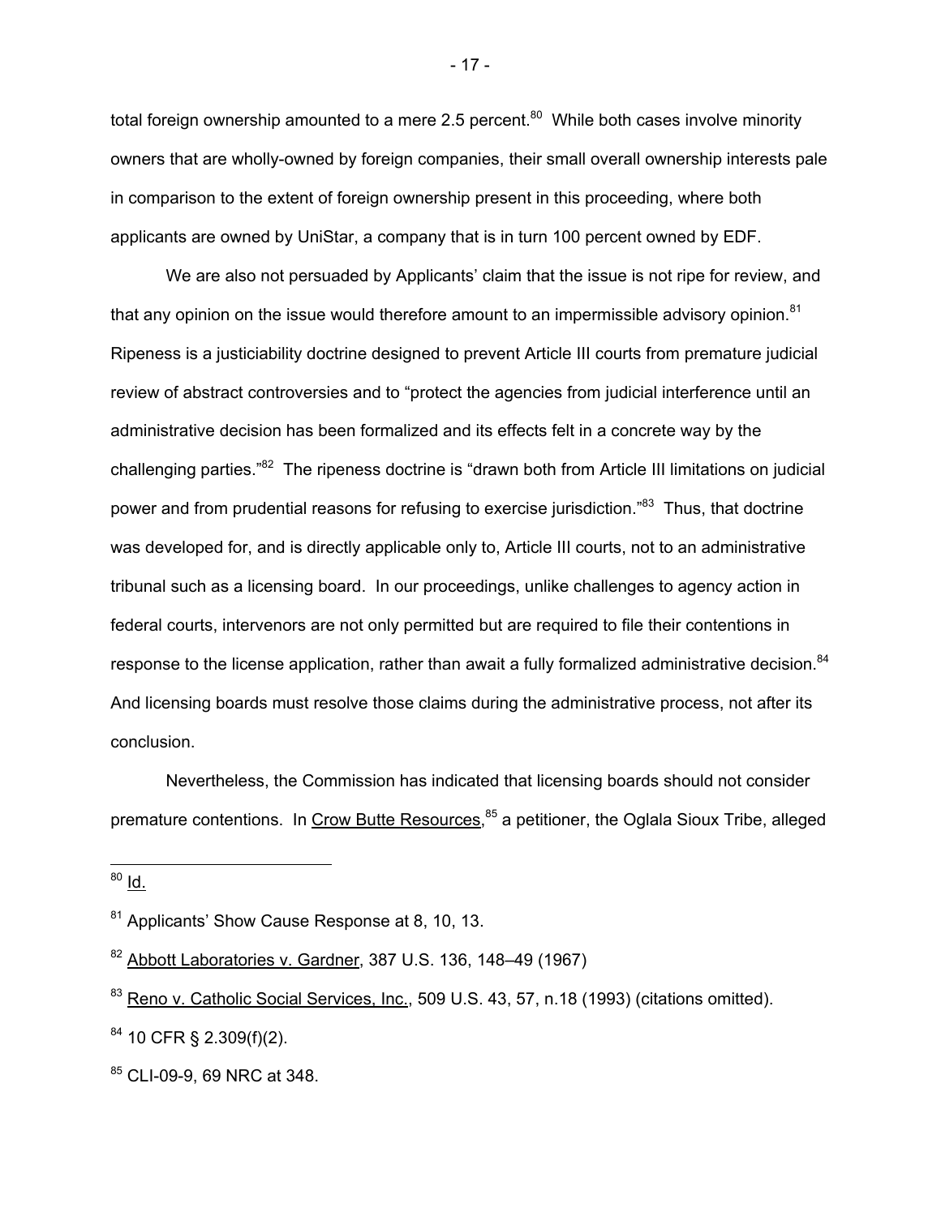total foreign ownership amounted to a mere 2.5 percent.[80] While both cases involve minority owners that are wholly-owned by foreign companies, their small overall ownership interests pale in comparison to the extent of foreign ownership present in this proceeding, where both applicants are owned by UniStar, a company that is in turn 100 percent owned by EDF.

We are also not persuaded by Applicants' claim that the issue is not ripe for review, and that any opinion on the issue would therefore amount to an impermissible advisory opinion.[81] Ripeness is a justiciability doctrine designed to prevent Article III courts from premature judicial review of abstract controversies and to "protect the agencies from judicial interference until an administrative decision has been formalized and its effects felt in a concrete way by the challenging parties."[82] The ripeness doctrine is "drawn both from Article III limitations on judicial power and from prudential reasons for refusing to exercise jurisdiction."[83] Thus, that doctrine was developed for, and is directly applicable only to, Article III courts, not to an administrative tribunal such as a licensing board. In our proceedings, unlike challenges to agency action in federal courts, intervenors are not only permitted but are required to file their contentions in response to the license application, rather than await a fully formalized administrative decision.[84] And licensing boards must resolve those claims during the administrative process, not after its conclusion.

Nevertheless, the Commission has indicated that licensing boards should not consider premature contentions. In Crow Butte Resources,[85] a petitioner, the Oglala Sioux Tribe, alleged

---

[80] Id.

[81] Applicants' Show Cause Response at 8, 10, 13.

[82] Abbott Laboratories v. Gardner, 387 U.S. 136, 148–49 (1967)

[83] Reno v. Catholic Social Services, Inc., 509 U.S. 43, 57, n.18 (1993) (citations omitted).

[84] 10 CFR § 2.309(f)(2).

[85] CLI-09-9, 69 NRC at 348.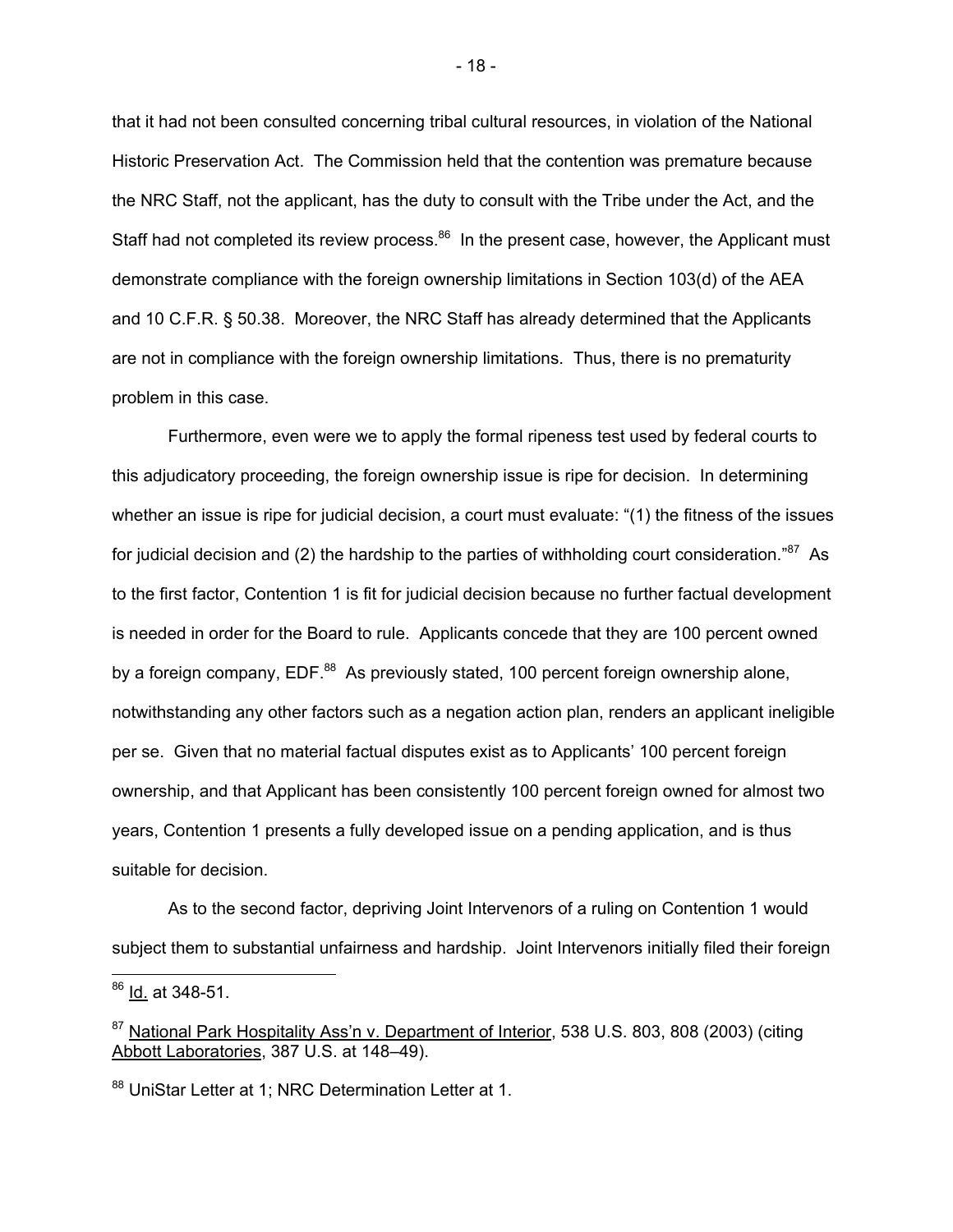that it had not been consulted concerning tribal cultural resources, in violation of the National Historic Preservation Act. The Commission held that the contention was premature because the NRC Staff, not the applicant, has the duty to consult with the Tribe under the Act, and the Staff had not completed its review process.[86] In the present case, however, the Applicant must demonstrate compliance with the foreign ownership limitations in Section 103(d) of the AEA and 10 C.F.R. § 50.38. Moreover, the NRC Staff has already determined that the Applicants are not in compliance with the foreign ownership limitations. Thus, there is no prematurity problem in this case.

Furthermore, even were we to apply the formal ripeness test used by federal courts to this adjudicatory proceeding, the foreign ownership issue is ripe for decision. In determining whether an issue is ripe for judicial decision, a court must evaluate: "(1) the fitness of the issues for judicial decision and (2) the hardship to the parties of withholding court consideration."[87] As to the first factor, Contention 1 is fit for judicial decision because no further factual development is needed in order for the Board to rule. Applicants concede that they are 100 percent owned by a foreign company, EDF.[88] As previously stated, 100 percent foreign ownership alone, notwithstanding any other factors such as a negation action plan, renders an applicant ineligible per se. Given that no material factual disputes exist as to Applicants' 100 percent foreign ownership, and that Applicant has been consistently 100 percent foreign owned for almost two years, Contention 1 presents a fully developed issue on a pending application, and is thus suitable for decision.

As to the second factor, depriving Joint Intervenors of a ruling on Contention 1 would subject them to substantial unfairness and hardship. Joint Intervenors initially filed their foreign

---

[86] Id. at 348-51.

[87] National Park Hospitality Ass'n v. Department of Interior, 538 U.S. 803, 808 (2003) (citing Abbott Laboratories, 387 U.S. at 148–49).

[88] UniStar Letter at 1; NRC Determination Letter at 1.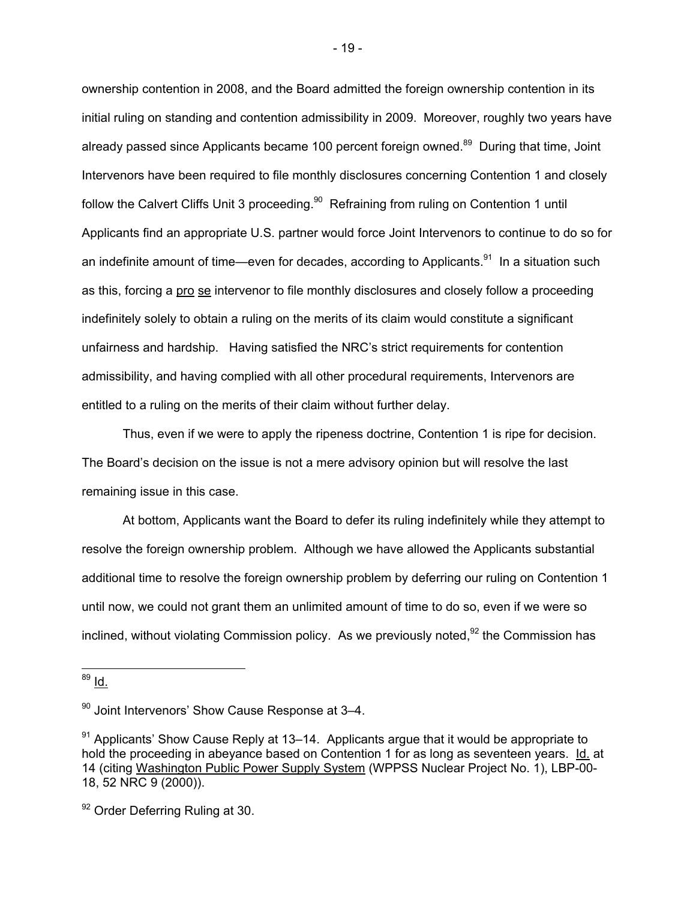ownership contention in 2008, and the Board admitted the foreign ownership contention in its initial ruling on standing and contention admissibility in 2009. Moreover, roughly two years have already passed since Applicants became 100 percent foreign owned.[89] During that time, Joint Intervenors have been required to file monthly disclosures concerning Contention 1 and closely follow the Calvert Cliffs Unit 3 proceeding.[90] Refraining from ruling on Contention 1 until Applicants find an appropriate U.S. partner would force Joint Intervenors to continue to do so for an indefinite amount of time—even for decades, according to Applicants.[91] In a situation such as this, forcing a pro se intervenor to file monthly disclosures and closely follow a proceeding indefinitely solely to obtain a ruling on the merits of its claim would constitute a significant unfairness and hardship. Having satisfied the NRC's strict requirements for contention admissibility, and having complied with all other procedural requirements, Intervenors are entitled to a ruling on the merits of their claim without further delay.

Thus, even if we were to apply the ripeness doctrine, Contention 1 is ripe for decision. The Board's decision on the issue is not a mere advisory opinion but will resolve the last remaining issue in this case.

At bottom, Applicants want the Board to defer its ruling indefinitely while they attempt to resolve the foreign ownership problem. Although we have allowed the Applicants substantial additional time to resolve the foreign ownership problem by deferring our ruling on Contention 1 until now, we could not grant them an unlimited amount of time to do so, even if we were so inclined, without violating Commission policy. As we previously noted,[92] the Commission has

---

[89] Id.

[90] Joint Intervenors' Show Cause Response at 3–4.

[91] Applicants' Show Cause Reply at 13–14. Applicants argue that it would be appropriate to hold the proceeding in abeyance based on Contention 1 for as long as seventeen years. Id. at 14 (citing Washington Public Power Supply System (WPPSS Nuclear Project No. 1), LBP-00-18, 52 NRC 9 (2000)).

[92] Order Deferring Ruling at 30.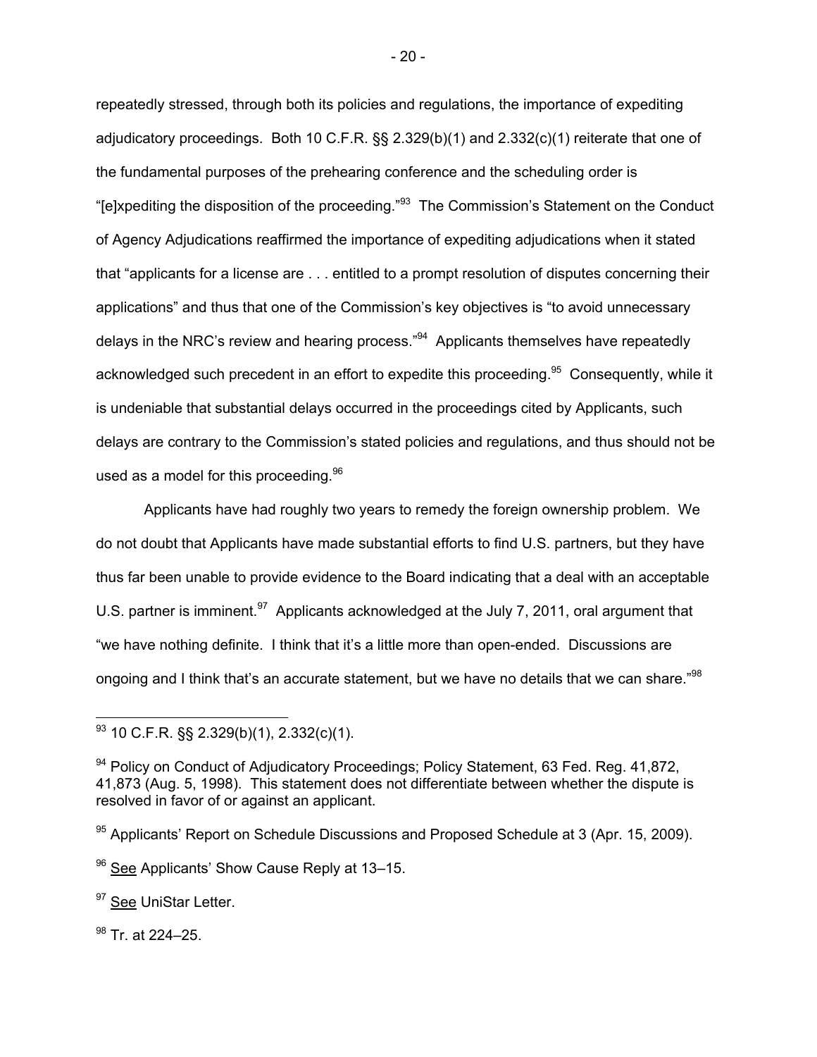repeatedly stressed, through both its policies and regulations, the importance of expediting adjudicatory proceedings. Both 10 C.F.R. §§ 2.329(b)(1) and 2.332(c)(1) reiterate that one of the fundamental purposes of the prehearing conference and the scheduling order is "[e]xpediting the disposition of the proceeding."[93] The Commission's Statement on the Conduct of Agency Adjudications reaffirmed the importance of expediting adjudications when it stated that "applicants for a license are . . . entitled to a prompt resolution of disputes concerning their applications" and thus that one of the Commission's key objectives is "to avoid unnecessary delays in the NRC's review and hearing process."[94] Applicants themselves have repeatedly acknowledged such precedent in an effort to expedite this proceeding.[95] Consequently, while it is undeniable that substantial delays occurred in the proceedings cited by Applicants, such delays are contrary to the Commission's stated policies and regulations, and thus should not be used as a model for this proceeding.[96]

Applicants have had roughly two years to remedy the foreign ownership problem. We do not doubt that Applicants have made substantial efforts to find U.S. partners, but they have thus far been unable to provide evidence to the Board indicating that a deal with an acceptable U.S. partner is imminent.[97] Applicants acknowledged at the July 7, 2011, oral argument that "we have nothing definite. I think that it's a little more than open-ended. Discussions are ongoing and I think that's an accurate statement, but we have no details that we can share."[98]

---

[93] 10 C.F.R. §§ 2.329(b)(1), 2.332(c)(1).

[94] Policy on Conduct of Adjudicatory Proceedings; Policy Statement, 63 Fed. Reg. 41,872, 41,873 (Aug. 5, 1998). This statement does not differentiate between whether the dispute is resolved in favor of or against an applicant.

[95] Applicants' Report on Schedule Discussions and Proposed Schedule at 3 (Apr. 15, 2009).

[96] See Applicants' Show Cause Reply at 13–15.

[97] See UniStar Letter.

[98] Tr. at 224–25.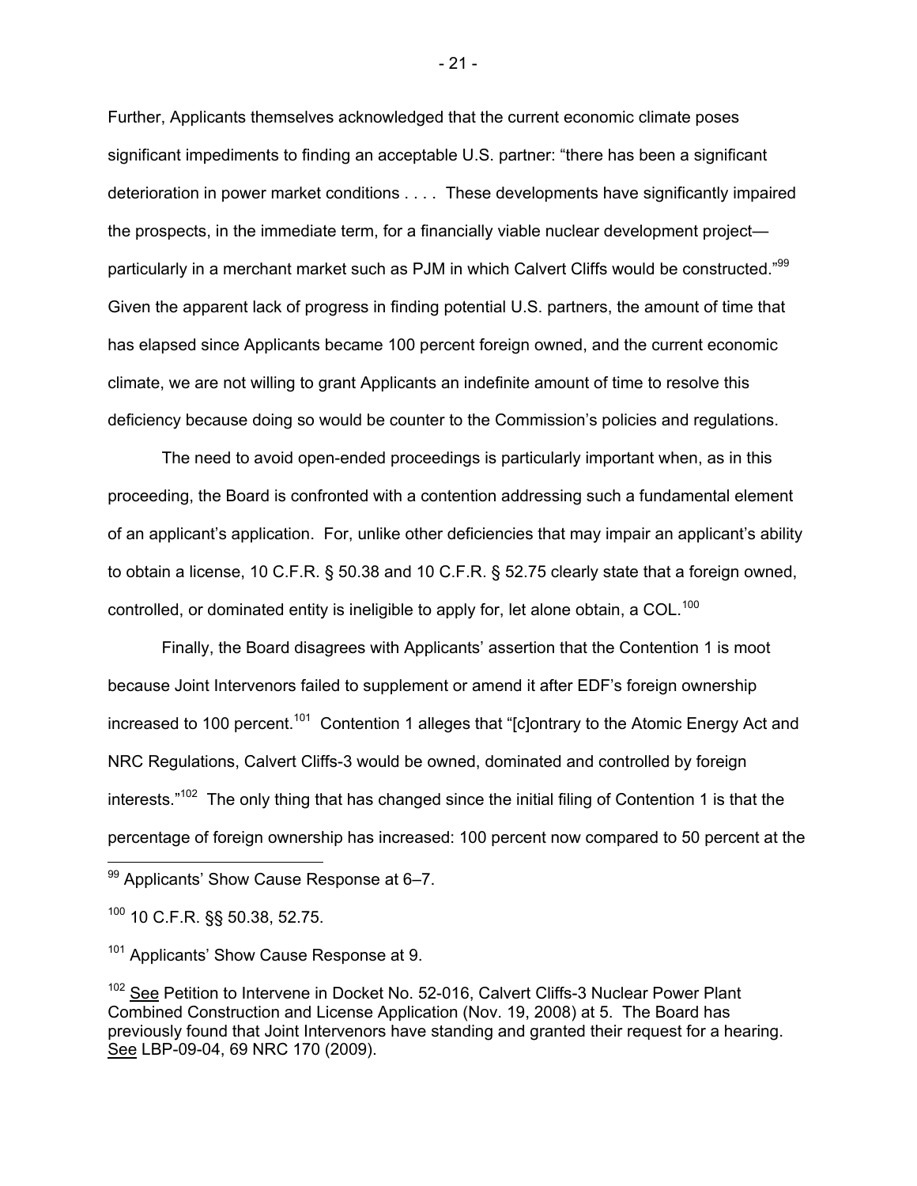Further, Applicants themselves acknowledged that the current economic climate poses significant impediments to finding an acceptable U.S. partner: "there has been a significant deterioration in power market conditions . . . . These developments have significantly impaired the prospects, in the immediate term, for a financially viable nuclear development project—particularly in a merchant market such as PJM in which Calvert Cliffs would be constructed."[99] Given the apparent lack of progress in finding potential U.S. partners, the amount of time that has elapsed since Applicants became 100 percent foreign owned, and the current economic climate, we are not willing to grant Applicants an indefinite amount of time to resolve this deficiency because doing so would be counter to the Commission's policies and regulations.

The need to avoid open-ended proceedings is particularly important when, as in this proceeding, the Board is confronted with a contention addressing such a fundamental element of an applicant's application. For, unlike other deficiencies that may impair an applicant's ability to obtain a license, 10 C.F.R. § 50.38 and 10 C.F.R. § 52.75 clearly state that a foreign owned, controlled, or dominated entity is ineligible to apply for, let alone obtain, a COL.[100]

Finally, the Board disagrees with Applicants' assertion that the Contention 1 is moot because Joint Intervenors failed to supplement or amend it after EDF's foreign ownership increased to 100 percent.[101] Contention 1 alleges that "[c]ontrary to the Atomic Energy Act and NRC Regulations, Calvert Cliffs-3 would be owned, dominated and controlled by foreign interests."[102] The only thing that has changed since the initial filing of Contention 1 is that the percentage of foreign ownership has increased: 100 percent now compared to 50 percent at the

---

[99] Applicants' Show Cause Response at 6–7.

[100] 10 C.F.R. §§ 50.38, 52.75.

[101] Applicants' Show Cause Response at 9.

[102] See Petition to Intervene in Docket No. 52-016, Calvert Cliffs-3 Nuclear Power Plant Combined Construction and License Application (Nov. 19, 2008) at 5. The Board has previously found that Joint Intervenors have standing and granted their request for a hearing. See LBP-09-04, 69 NRC 170 (2009).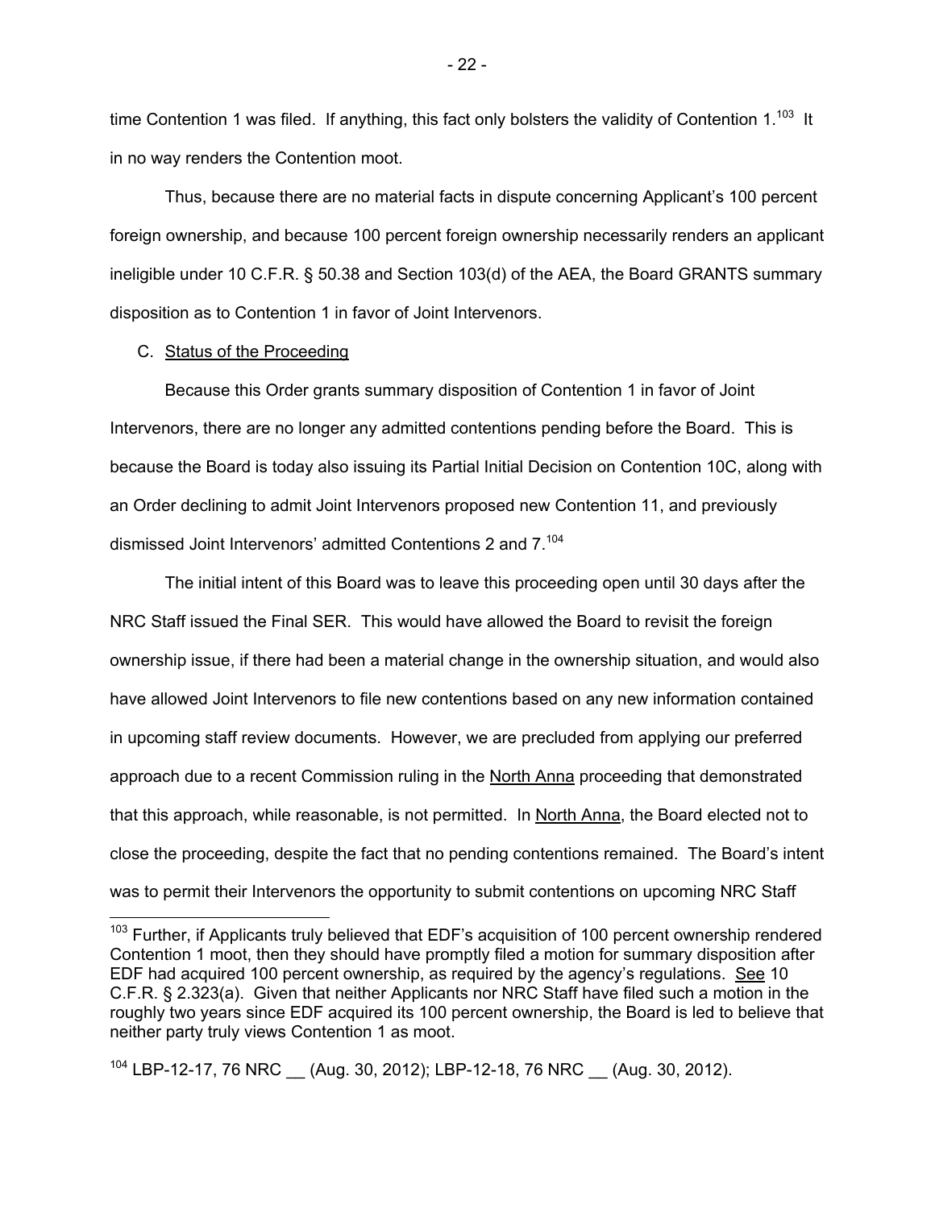time Contention 1 was filed. If anything, this fact only bolsters the validity of Contention 1.[103] It in no way renders the Contention moot.

Thus, because there are no material facts in dispute concerning Applicant's 100 percent foreign ownership, and because 100 percent foreign ownership necessarily renders an applicant ineligible under 10 C.F.R. § 50.38 and Section 103(d) of the AEA, the Board GRANTS summary disposition as to Contention 1 in favor of Joint Intervenors.

C. Status of the Proceeding

Because this Order grants summary disposition of Contention 1 in favor of Joint Intervenors, there are no longer any admitted contentions pending before the Board. This is because the Board is today also issuing its Partial Initial Decision on Contention 10C, along with an Order declining to admit Joint Intervenors proposed new Contention 11, and previously dismissed Joint Intervenors' admitted Contentions 2 and 7.[104]

The initial intent of this Board was to leave this proceeding open until 30 days after the NRC Staff issued the Final SER. This would have allowed the Board to revisit the foreign ownership issue, if there had been a material change in the ownership situation, and would also have allowed Joint Intervenors to file new contentions based on any new information contained in upcoming staff review documents. However, we are precluded from applying our preferred approach due to a recent Commission ruling in the North Anna proceeding that demonstrated that this approach, while reasonable, is not permitted. In North Anna, the Board elected not to close the proceeding, despite the fact that no pending contentions remained. The Board's intent was to permit their Intervenors the opportunity to submit contentions on upcoming NRC Staff

---

[103] Further, if Applicants truly believed that EDF's acquisition of 100 percent ownership rendered Contention 1 moot, then they should have promptly filed a motion for summary disposition after EDF had acquired 100 percent ownership, as required by the agency's regulations. See 10 C.F.R. § 2.323(a). Given that neither Applicants nor NRC Staff have filed such a motion in the roughly two years since EDF acquired its 100 percent ownership, the Board is led to believe that neither party truly views Contention 1 as moot.

[104] LBP-12-17, 76 NRC __ (Aug. 30, 2012); LBP-12-18, 76 NRC __ (Aug. 30, 2012).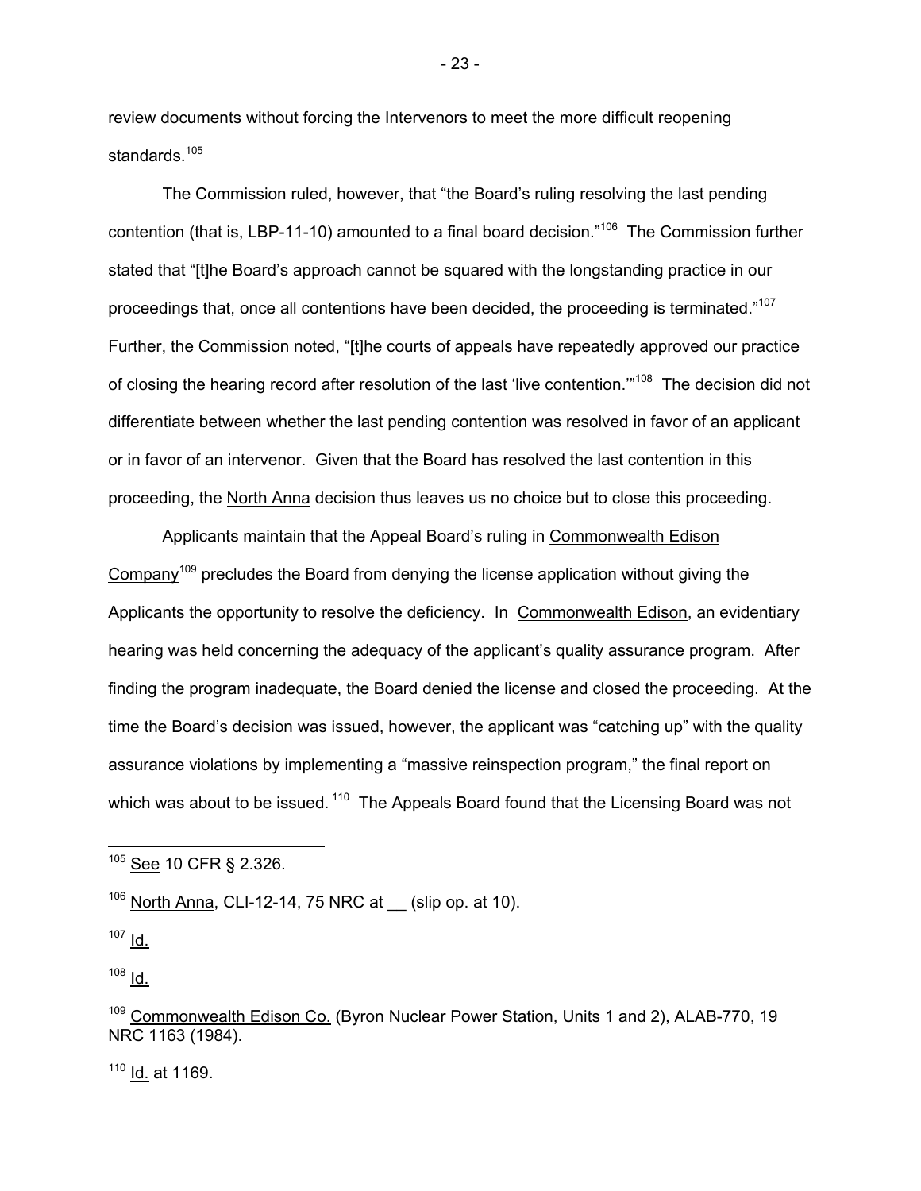review documents without forcing the Intervenors to meet the more difficult reopening standards.[105]

The Commission ruled, however, that "the Board's ruling resolving the last pending contention (that is, LBP-11-10) amounted to a final board decision."[106] The Commission further stated that "[t]he Board's approach cannot be squared with the longstanding practice in our proceedings that, once all contentions have been decided, the proceeding is terminated."[107] Further, the Commission noted, "[t]he courts of appeals have repeatedly approved our practice of closing the hearing record after resolution of the last 'live contention.'"[108] The decision did not differentiate between whether the last pending contention was resolved in favor of an applicant or in favor of an intervenor. Given that the Board has resolved the last contention in this proceeding, the North Anna decision thus leaves us no choice but to close this proceeding.

Applicants maintain that the Appeal Board's ruling in Commonwealth Edison Company[109] precludes the Board from denying the license application without giving the Applicants the opportunity to resolve the deficiency. In Commonwealth Edison, an evidentiary hearing was held concerning the adequacy of the applicant's quality assurance program. After finding the program inadequate, the Board denied the license and closed the proceeding. At the time the Board's decision was issued, however, the applicant was "catching up" with the quality assurance violations by implementing a "massive reinspection program," the final report on which was about to be issued.[110] The Appeals Board found that the Licensing Board was not

---

[105] See 10 CFR § 2.326.

[106] North Anna, CLI-12-14, 75 NRC at __ (slip op. at 10).

[107] Id.

[108] Id.

[109] Commonwealth Edison Co. (Byron Nuclear Power Station, Units 1 and 2), ALAB-770, 19 NRC 1163 (1984).

[110] Id. at 1169.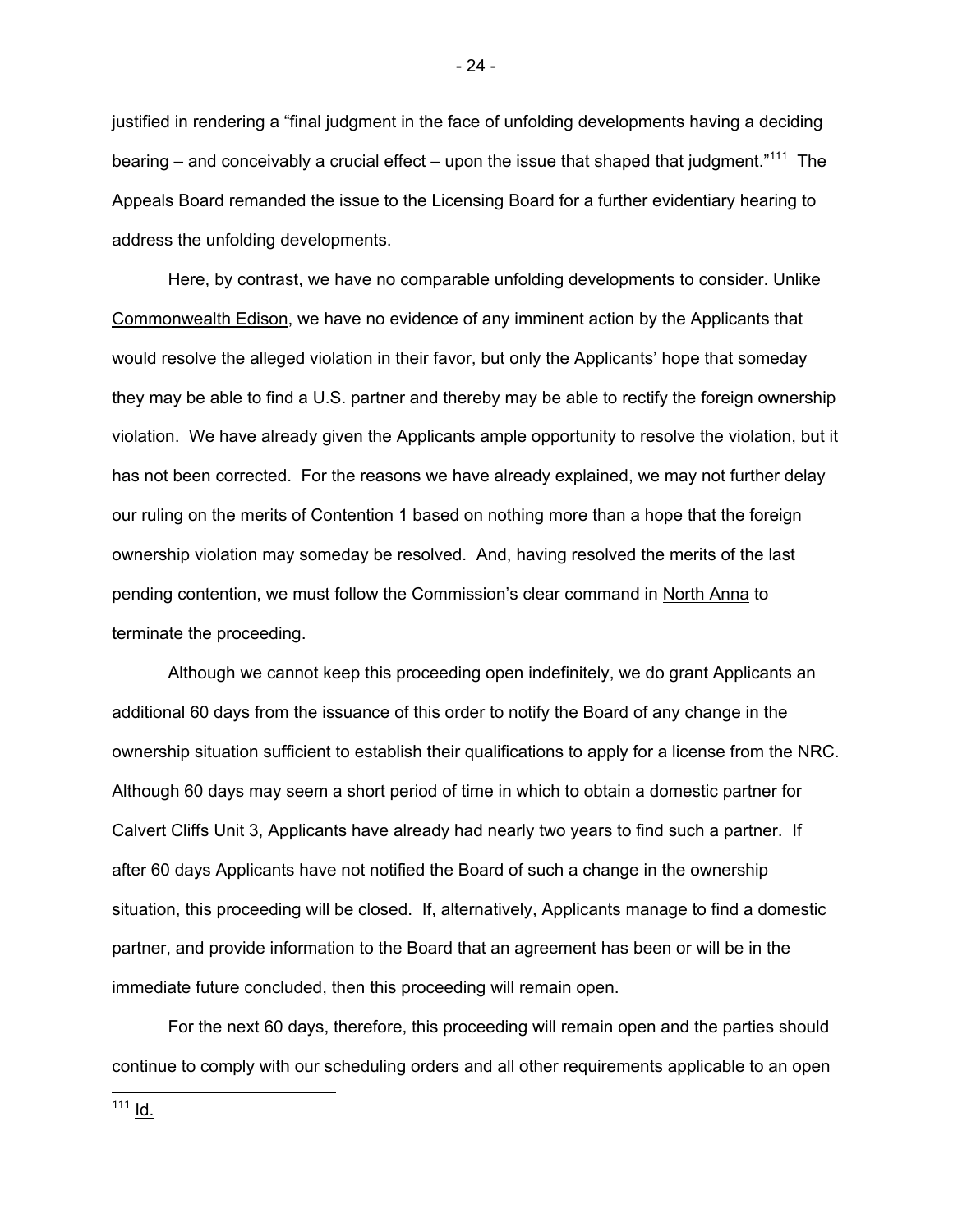justified in rendering a "final judgment in the face of unfolding developments having a deciding bearing – and conceivably a crucial effect – upon the issue that shaped that judgment."[111] The Appeals Board remanded the issue to the Licensing Board for a further evidentiary hearing to address the unfolding developments.

Here, by contrast, we have no comparable unfolding developments to consider. Unlike Commonwealth Edison, we have no evidence of any imminent action by the Applicants that would resolve the alleged violation in their favor, but only the Applicants' hope that someday they may be able to find a U.S. partner and thereby may be able to rectify the foreign ownership violation. We have already given the Applicants ample opportunity to resolve the violation, but it has not been corrected. For the reasons we have already explained, we may not further delay our ruling on the merits of Contention 1 based on nothing more than a hope that the foreign ownership violation may someday be resolved. And, having resolved the merits of the last pending contention, we must follow the Commission's clear command in North Anna to terminate the proceeding.

Although we cannot keep this proceeding open indefinitely, we do grant Applicants an additional 60 days from the issuance of this order to notify the Board of any change in the ownership situation sufficient to establish their qualifications to apply for a license from the NRC. Although 60 days may seem a short period of time in which to obtain a domestic partner for Calvert Cliffs Unit 3, Applicants have already had nearly two years to find such a partner. If after 60 days Applicants have not notified the Board of such a change in the ownership situation, this proceeding will be closed. If, alternatively, Applicants manage to find a domestic partner, and provide information to the Board that an agreement has been or will be in the immediate future concluded, then this proceeding will remain open.

For the next 60 days, therefore, this proceeding will remain open and the parties should continue to comply with our scheduling orders and all other requirements applicable to an open

[111] Id.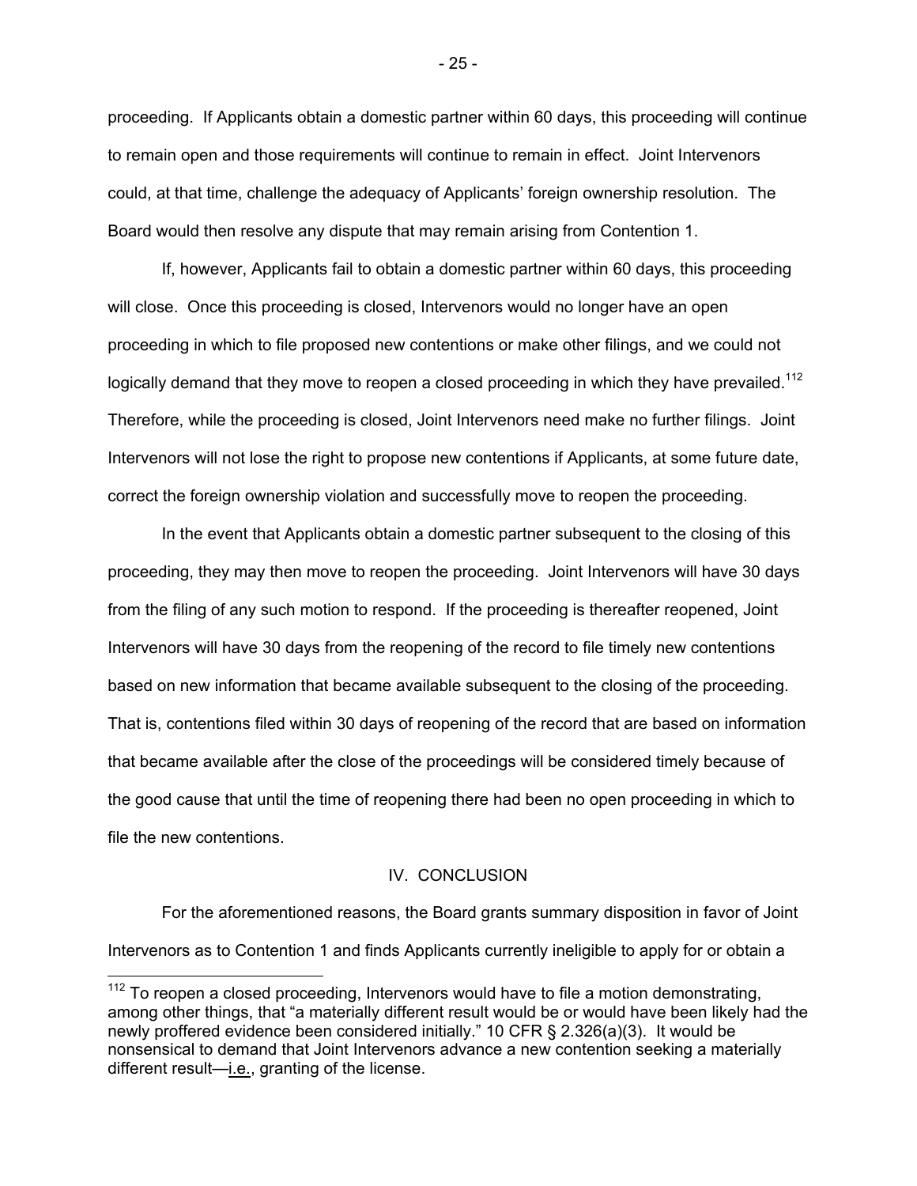proceeding. If Applicants obtain a domestic partner within 60 days, this proceeding will continue to remain open and those requirements will continue to remain in effect. Joint Intervenors could, at that time, challenge the adequacy of Applicants' foreign ownership resolution. The Board would then resolve any dispute that may remain arising from Contention 1.

If, however, Applicants fail to obtain a domestic partner within 60 days, this proceeding will close. Once this proceeding is closed, Intervenors would no longer have an open proceeding in which to file proposed new contentions or make other filings, and we could not logically demand that they move to reopen a closed proceeding in which they have prevailed.[112] Therefore, while the proceeding is closed, Joint Intervenors need make no further filings. Joint Intervenors will not lose the right to propose new contentions if Applicants, at some future date, correct the foreign ownership violation and successfully move to reopen the proceeding.

In the event that Applicants obtain a domestic partner subsequent to the closing of this proceeding, they may then move to reopen the proceeding. Joint Intervenors will have 30 days from the filing of any such motion to respond. If the proceeding is thereafter reopened, Joint Intervenors will have 30 days from the reopening of the record to file timely new contentions based on new information that became available subsequent to the closing of the proceeding. That is, contentions filed within 30 days of reopening of the record that are based on information that became available after the close of the proceedings will be considered timely because of the good cause that until the time of reopening there had been no open proceeding in which to file the new contentions.

## IV. CONCLUSION

For the aforementioned reasons, the Board grants summary disposition in favor of Joint Intervenors as to Contention 1 and finds Applicants currently ineligible to apply for or obtain a

---

[112] To reopen a closed proceeding, Intervenors would have to file a motion demonstrating, among other things, that "a materially different result would be or would have been likely had the newly proffered evidence been considered initially." 10 CFR § 2.326(a)(3). It would be nonsensical to demand that Joint Intervenors advance a new contention seeking a materially different result—i.e., granting of the license.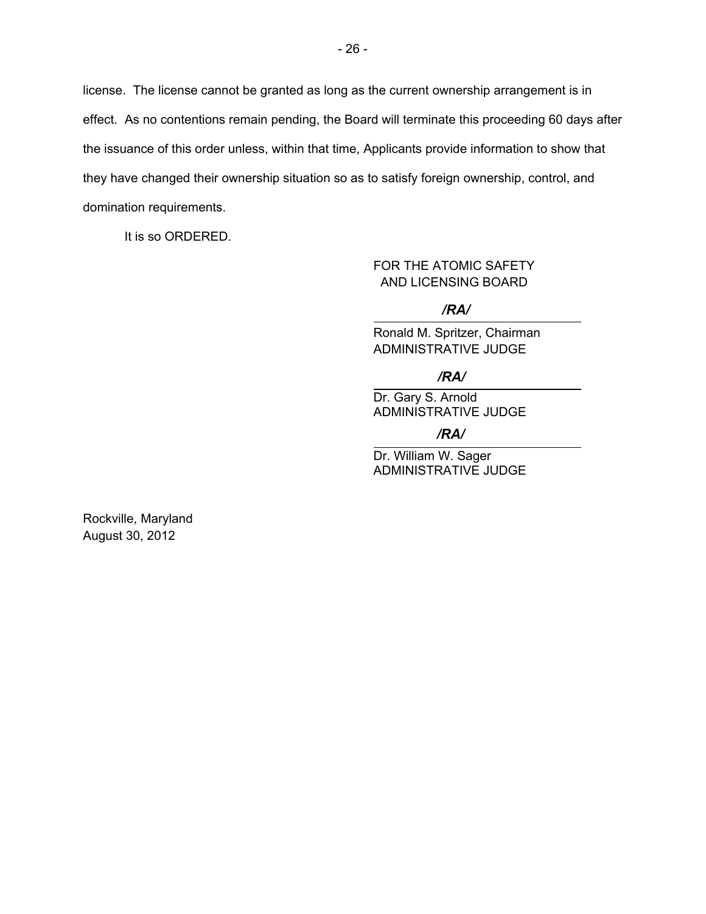license. The license cannot be granted as long as the current ownership arrangement is in effect. As no contentions remain pending, the Board will terminate this proceeding 60 days after the issuance of this order unless, within that time, Applicants provide information to show that they have changed their ownership situation so as to satisfy foreign ownership, control, and domination requirements.

It is so ORDERED.

FOR THE ATOMIC SAFETY
AND LICENSING BOARD

*/RA/*

Ronald M. Spritzer, Chairman
ADMINISTRATIVE JUDGE

*/RA/*

Dr. Gary S. Arnold
ADMINISTRATIVE JUDGE

*/RA/*

Dr. William W. Sager
ADMINISTRATIVE JUDGE

Rockville, Maryland
August 30, 2012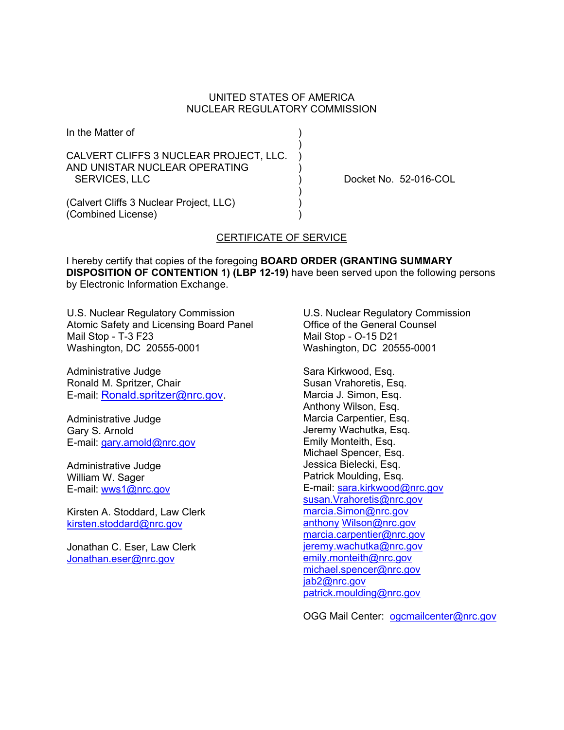UNITED STATES OF AMERICA
NUCLEAR REGULATORY COMMISSION

In the Matter of

CALVERT CLIFFS 3 NUCLEAR PROJECT, LLC. AND UNISTAR NUCLEAR OPERATING SERVICES, LLC

(Calvert Cliffs 3 Nuclear Project, LLC)
(Combined License)

Docket No. 52-016-COL

## CERTIFICATE OF SERVICE

I hereby certify that copies of the foregoing **BOARD ORDER (GRANTING SUMMARY DISPOSITION OF CONTENTION 1) (LBP 12-19)** have been served upon the following persons by Electronic Information Exchange.

U.S. Nuclear Regulatory Commission
Atomic Safety and Licensing Board Panel
Mail Stop - T-3 F23
Washington, DC 20555-0001

Administrative Judge
Ronald M. Spritzer, Chair
E-mail: Ronald.spritzer@nrc.gov.

Administrative Judge
Gary S. Arnold
E-mail: gary.arnold@nrc.gov

Administrative Judge
William W. Sager
E-mail: wws1@nrc.gov

Kirsten A. Stoddard, Law Clerk
kirsten.stoddard@nrc.gov

Jonathan C. Eser, Law Clerk
Jonathan.eser@nrc.gov

U.S. Nuclear Regulatory Commission
Office of the General Counsel
Mail Stop - O-15 D21
Washington, DC 20555-0001

Sara Kirkwood, Esq.
Susan Vrahoretis, Esq.
Marcia J. Simon, Esq.
Anthony Wilson, Esq.
Marcia Carpentier, Esq.
Jeremy Wachutka, Esq.
Emily Monteith, Esq.
Michael Spencer, Esq.
Jessica Bielecki, Esq.
Patrick Moulding, Esq.
E-mail: sara.kirkwood@nrc.gov
susan.Vrahoretis@nrc.gov
marcia.Simon@nrc.gov
anthony Wilson@nrc.gov
marcia.carpentier@nrc.gov
jeremy.wachutka@nrc.gov
emily.monteith@nrc.gov
michael.spencer@nrc.gov
jab2@nrc.gov
patrick.moulding@nrc.gov

OGG Mail Center: ogcmailcenter@nrc.gov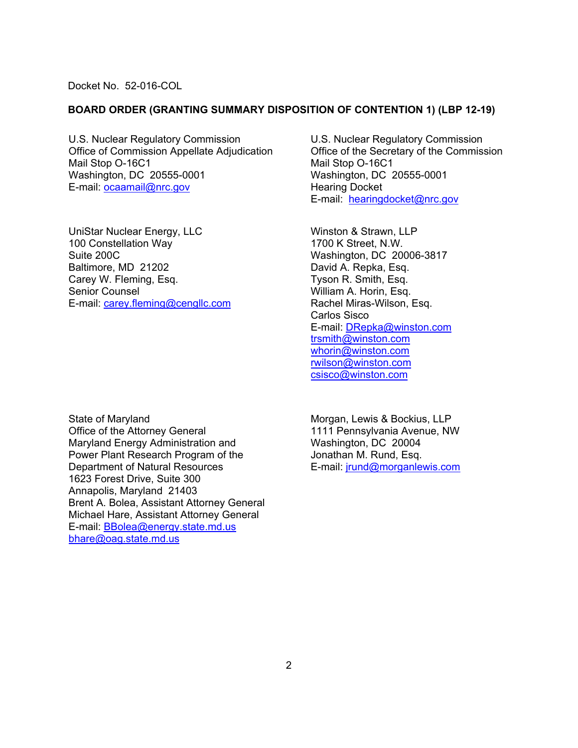Docket No. 52-016-COL

**BOARD ORDER (GRANTING SUMMARY DISPOSITION OF CONTENTION 1) (LBP 12-19)**

U.S. Nuclear Regulatory Commission
Office of Commission Appellate Adjudication
Mail Stop O-16C1
Washington, DC 20555-0001
E-mail: ocaamail@nrc.gov

U.S. Nuclear Regulatory Commission
Office of the Secretary of the Commission
Mail Stop O-16C1
Washington, DC 20555-0001
Hearing Docket
E-mail: hearingdocket@nrc.gov

UniStar Nuclear Energy, LLC
100 Constellation Way
Suite 200C
Baltimore, MD 21202
Carey W. Fleming, Esq.
Senior Counsel
E-mail: carey.fleming@cengllc.com

Winston & Strawn, LLP
1700 K Street, N.W.
Washington, DC 20006-3817
David A. Repka, Esq.
Tyson R. Smith, Esq.
William A. Horin, Esq.
Rachel Miras-Wilson, Esq.
Carlos Sisco
E-mail: DRepka@winston.com
trsmith@winston.com
whorin@winston.com
rwilson@winston.com
csisco@winston.com

State of Maryland
Office of the Attorney General
Maryland Energy Administration and
Power Plant Research Program of the
Department of Natural Resources
1623 Forest Drive, Suite 300
Annapolis, Maryland 21403
Brent A. Bolea, Assistant Attorney General
Michael Hare, Assistant Attorney General
E-mail: BBolea@energy.state.md.us
bhare@oag.state.md.us

Morgan, Lewis & Bockius, LLP
1111 Pennsylvania Avenue, NW
Washington, DC 20004
Jonathan M. Rund, Esq.
E-mail: jrund@morganlewis.com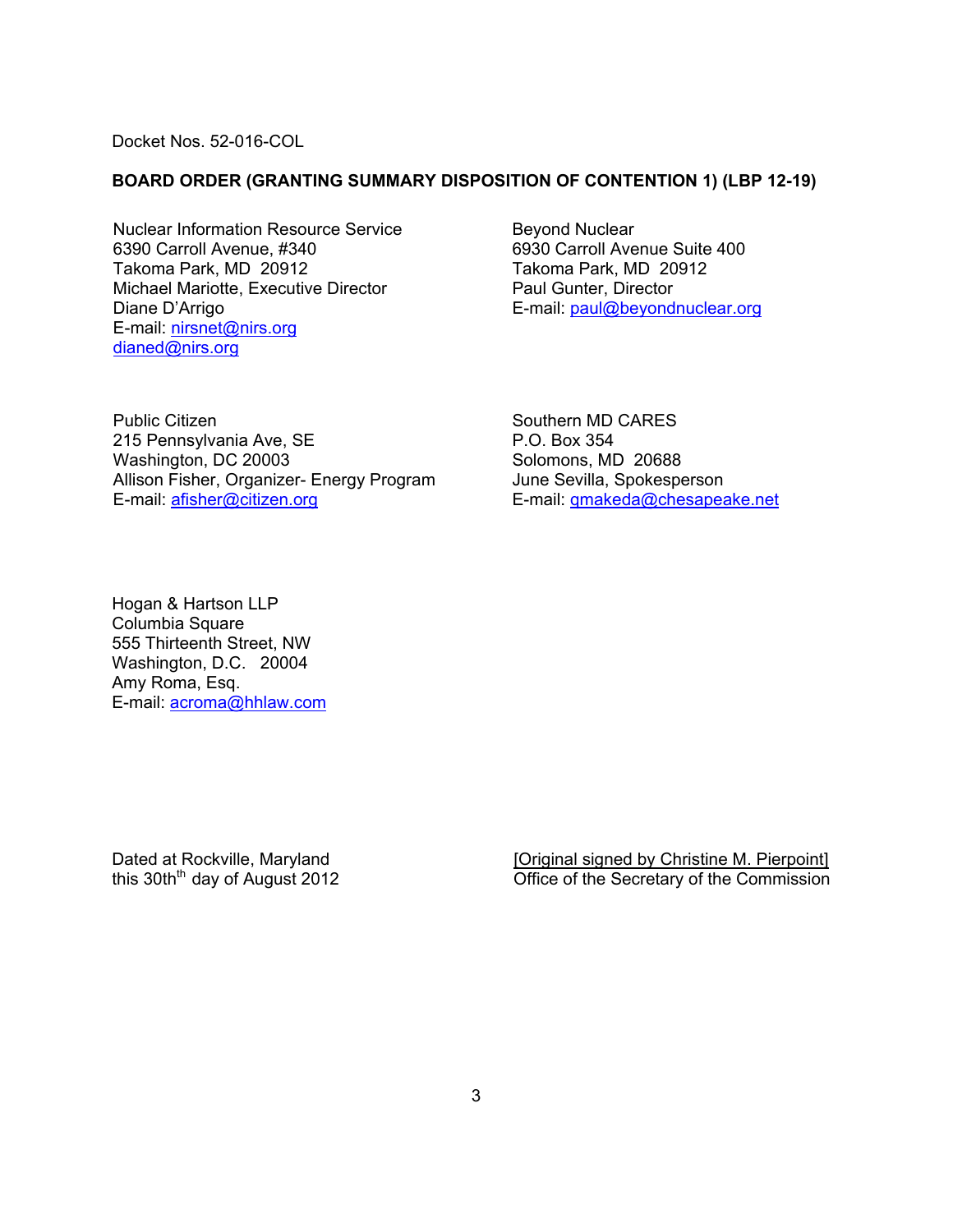Docket Nos. 52-016-COL

**BOARD ORDER (GRANTING SUMMARY DISPOSITION OF CONTENTION 1) (LBP 12-19)**

Nuclear Information Resource Service
6390 Carroll Avenue, #340
Takoma Park, MD 20912
Michael Mariotte, Executive Director
Diane D'Arrigo
E-mail: nirsnet@nirs.org
dianed@nirs.org

Beyond Nuclear
6930 Carroll Avenue Suite 400
Takoma Park, MD 20912
Paul Gunter, Director
E-mail: paul@beyondnuclear.org

Public Citizen
215 Pennsylvania Ave, SE
Washington, DC 20003
Allison Fisher, Organizer- Energy Program
E-mail: afisher@citizen.org

Southern MD CARES
P.O. Box 354
Solomons, MD 20688
June Sevilla, Spokesperson
E-mail: qmakeda@chesapeake.net

Hogan & Hartson LLP
Columbia Square
555 Thirteenth Street, NW
Washington, D.C. 20004
Amy Roma, Esq.
E-mail: acroma@hhlaw.com

Dated at Rockville, Maryland
this 30th[th] day of August 2012

[Original signed by Christine M. Pierpoint]
Office of the Secretary of the Commission